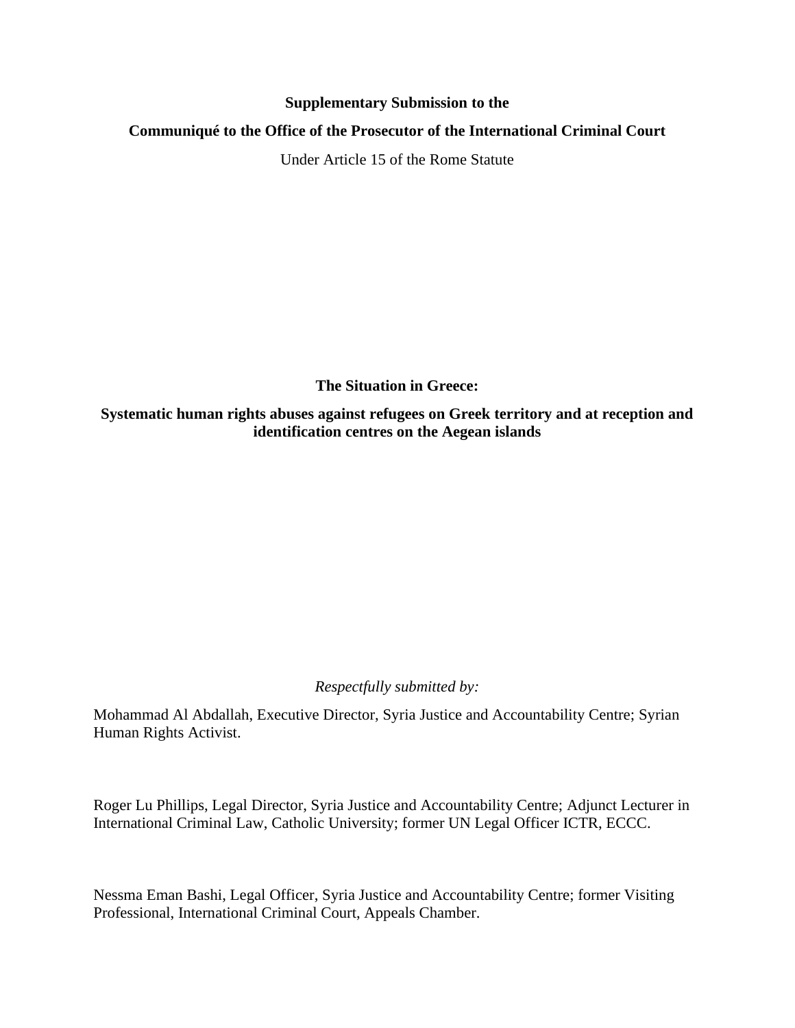**Supplementary Submission to the**

**Communiqué to the Office of the Prosecutor of the International Criminal Court**

Under Article 15 of the Rome Statute

# The Situation in Greece:

## Systematic human rights abuses against refugees on Greek territory and at reception and identification centres on the Aegean islands

*Respectfully submitted by:*

Mohammad Al Abdallah, Executive Director, Syria Justice and Accountability Centre; Syrian Human Rights Activist.

Roger Lu Phillips, Legal Director, Syria Justice and Accountability Centre; Adjunct Lecturer in International Criminal Law, Catholic University; former UN Legal Officer ICTR, ECCC.

Nessma Eman Bashi, Legal Officer, Syria Justice and Accountability Centre; former Visiting Professional, International Criminal Court, Appeals Chamber.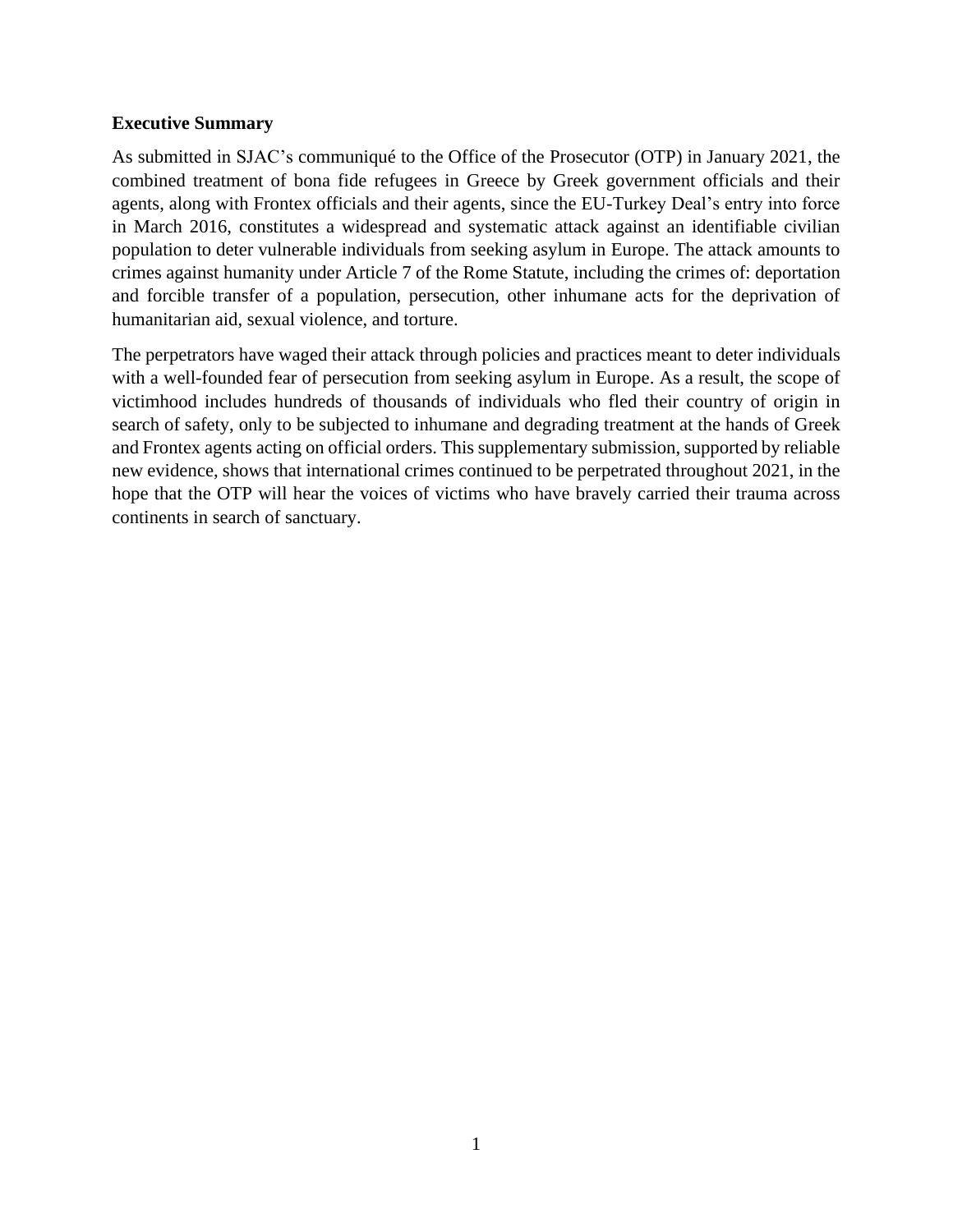**Executive Summary**

As submitted in SJAC's communiqué to the Office of the Prosecutor (OTP) in January 2021, the combined treatment of bona fide refugees in Greece by Greek government officials and their agents, along with Frontex officials and their agents, since the EU-Turkey Deal's entry into force in March 2016, constitutes a widespread and systematic attack against an identifiable civilian population to deter vulnerable individuals from seeking asylum in Europe. The attack amounts to crimes against humanity under Article 7 of the Rome Statute, including the crimes of: deportation and forcible transfer of a population, persecution, other inhumane acts for the deprivation of humanitarian aid, sexual violence, and torture.

The perpetrators have waged their attack through policies and practices meant to deter individuals with a well-founded fear of persecution from seeking asylum in Europe. As a result, the scope of victimhood includes hundreds of thousands of individuals who fled their country of origin in search of safety, only to be subjected to inhumane and degrading treatment at the hands of Greek and Frontex agents acting on official orders. This supplementary submission, supported by reliable new evidence, shows that international crimes continued to be perpetrated throughout 2021, in the hope that the OTP will hear the voices of victims who have bravely carried their trauma across continents in search of sanctuary.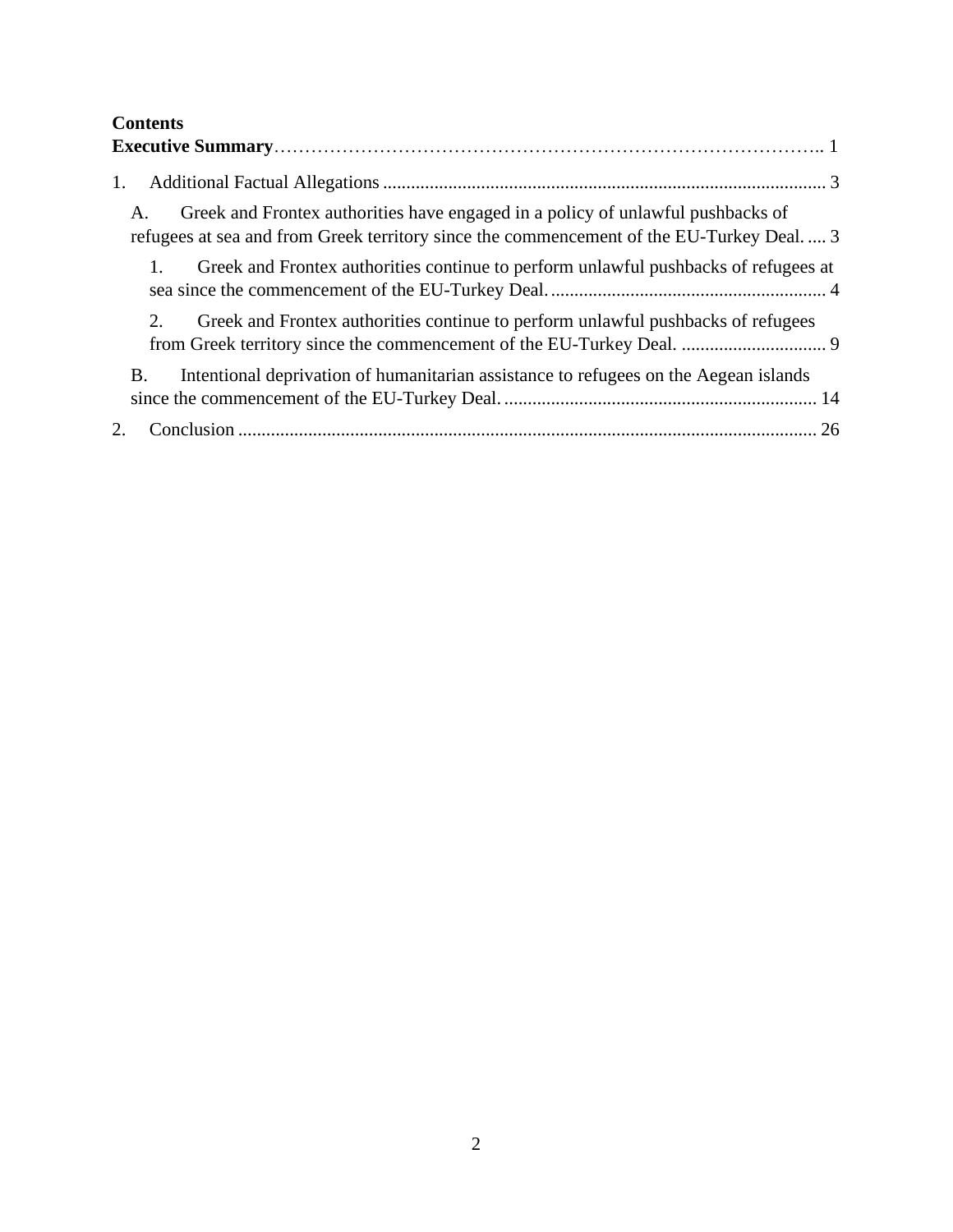**Contents**

**Executive Summary**………………………………………………………………………….. 1

1. Additional Factual Allegations .............................................................................................. 3

   A. Greek and Frontex authorities have engaged in a policy of unlawful pushbacks of refugees at sea and from Greek territory since the commencement of the EU-Turkey Deal. .... 3

      1. Greek and Frontex authorities continue to perform unlawful pushbacks of refugees at sea since the commencement of the EU-Turkey Deal. .......................................................... 4

      2. Greek and Frontex authorities continue to perform unlawful pushbacks of refugees from Greek territory since the commencement of the EU-Turkey Deal. ............................... 9

   B. Intentional deprivation of humanitarian assistance to refugees on the Aegean islands since the commencement of the EU-Turkey Deal. .................................................................. 14

2. Conclusion .......................................................................................................................... 26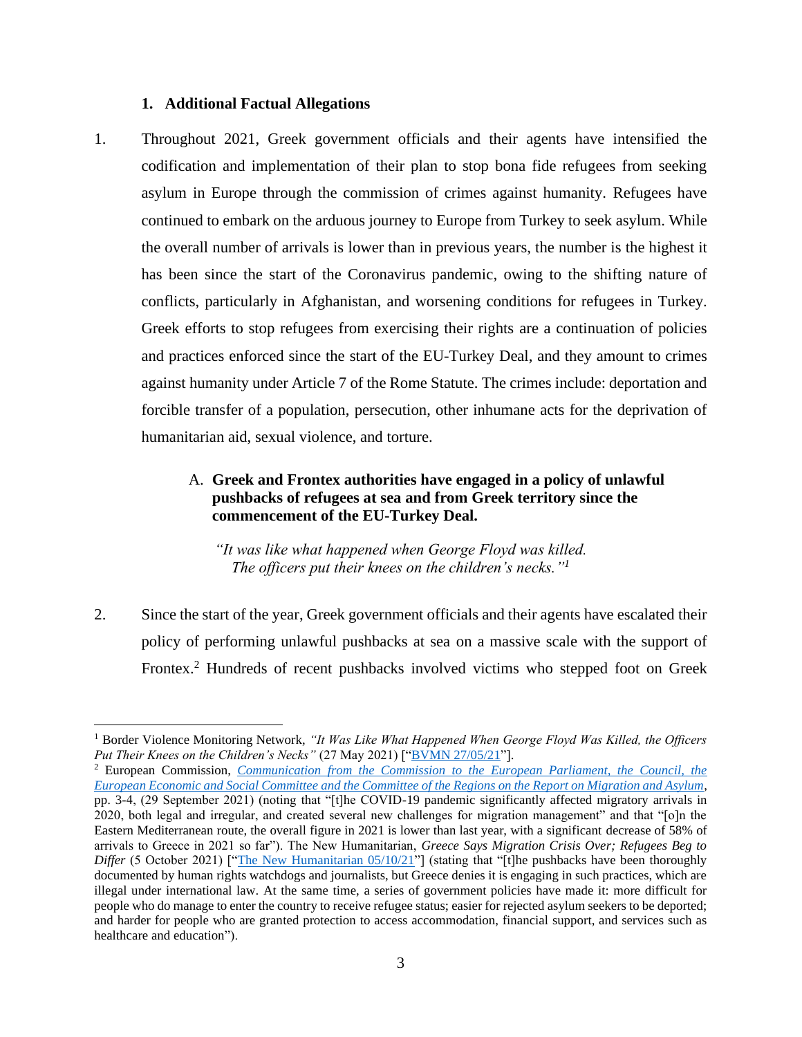## 1. Additional Factual Allegations

1. Throughout 2021, Greek government officials and their agents have intensified the codification and implementation of their plan to stop bona fide refugees from seeking asylum in Europe through the commission of crimes against humanity. Refugees have continued to embark on the arduous journey to Europe from Turkey to seek asylum. While the overall number of arrivals is lower than in previous years, the number is the highest it has been since the start of the Coronavirus pandemic, owing to the shifting nature of conflicts, particularly in Afghanistan, and worsening conditions for refugees in Turkey. Greek efforts to stop refugees from exercising their rights are a continuation of policies and practices enforced since the start of the EU-Turkey Deal, and they amount to crimes against humanity under Article 7 of the Rome Statute. The crimes include: deportation and forcible transfer of a population, persecution, other inhumane acts for the deprivation of humanitarian aid, sexual violence, and torture.

### A. Greek and Frontex authorities have engaged in a policy of unlawful pushbacks of refugees at sea and from Greek territory since the commencement of the EU-Turkey Deal.

*"It was like what happened when George Floyd was killed. The officers put their knees on the children's necks."*[1]

2. Since the start of the year, Greek government officials and their agents have escalated their policy of performing unlawful pushbacks at sea on a massive scale with the support of Frontex.[2] Hundreds of recent pushbacks involved victims who stepped foot on Greek

---

[1] Border Violence Monitoring Network, *"It Was Like What Happened When George Floyd Was Killed, the Officers Put Their Knees on the Children's Necks"* (27 May 2021) ["BVMN 27/05/21"].

[2] European Commission, *Communication from the Commission to the European Parliament, the Council, the European Economic and Social Committee and the Committee of the Regions on the Report on Migration and Asylum*, pp. 3-4, (29 September 2021) (noting that "[t]he COVID-19 pandemic significantly affected migratory arrivals in 2020, both legal and irregular, and created several new challenges for migration management" and that "[o]n the Eastern Mediterranean route, the overall figure in 2021 is lower than last year, with a significant decrease of 58% of arrivals to Greece in 2021 so far"). The New Humanitarian, *Greece Says Migration Crisis Over; Refugees Beg to Differ* (5 October 2021) ["The New Humanitarian 05/10/21"] (stating that "[t]he pushbacks have been thoroughly documented by human rights watchdogs and journalists, but Greece denies it is engaging in such practices, which are illegal under international law. At the same time, a series of government policies have made it: more difficult for people who do manage to enter the country to receive refugee status; easier for rejected asylum seekers to be deported; and harder for people who are granted protection to access accommodation, financial support, and services such as healthcare and education").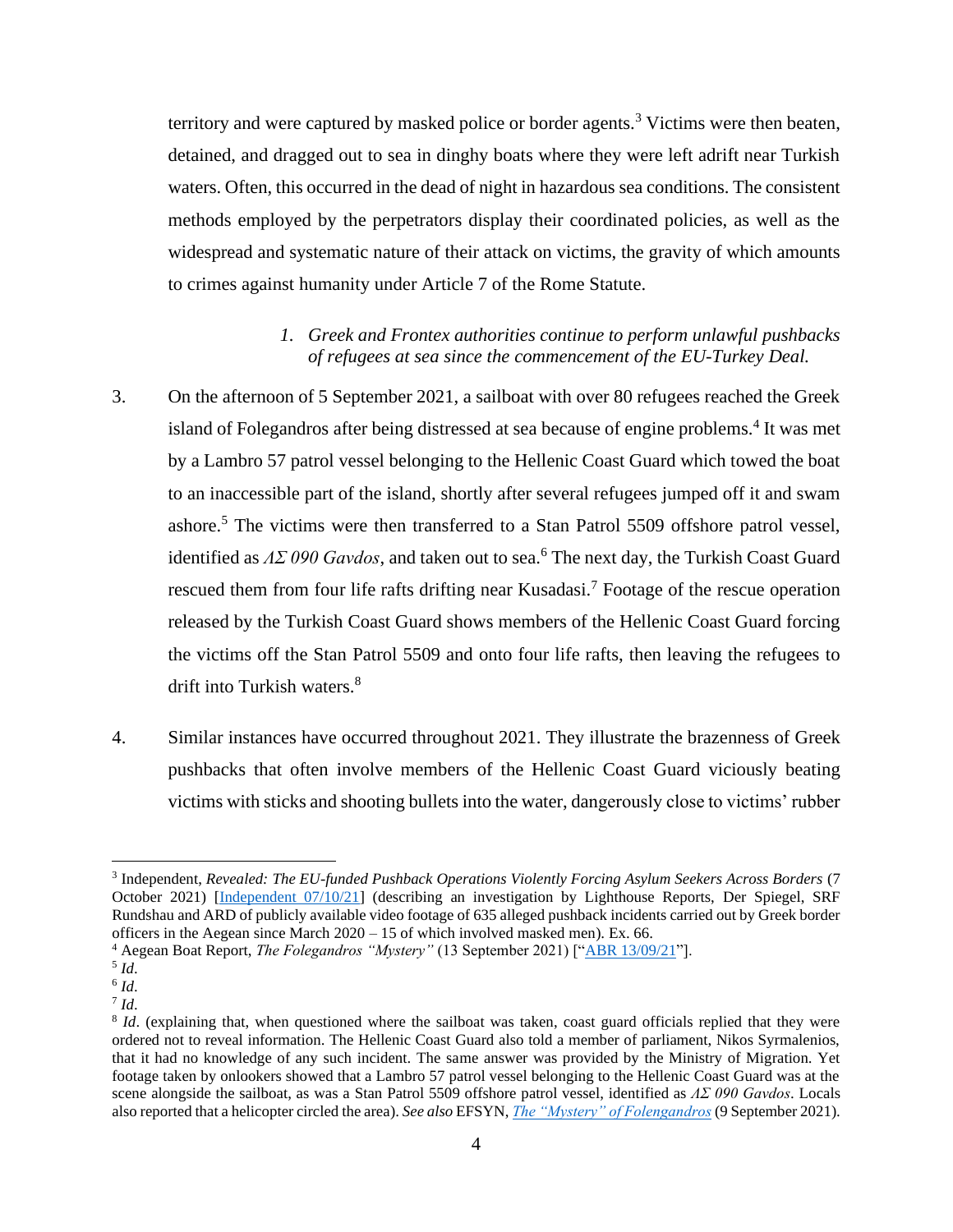territory and were captured by masked police or border agents.[3] Victims were then beaten, detained, and dragged out to sea in dinghy boats where they were left adrift near Turkish waters. Often, this occurred in the dead of night in hazardous sea conditions. The consistent methods employed by the perpetrators display their coordinated policies, as well as the widespread and systematic nature of their attack on victims, the gravity of which amounts to crimes against humanity under Article 7 of the Rome Statute.

*1. Greek and Frontex authorities continue to perform unlawful pushbacks of refugees at sea since the commencement of the EU-Turkey Deal.*

3. On the afternoon of 5 September 2021, a sailboat with over 80 refugees reached the Greek island of Folegandros after being distressed at sea because of engine problems.[4] It was met by a Lambro 57 patrol vessel belonging to the Hellenic Coast Guard which towed the boat to an inaccessible part of the island, shortly after several refugees jumped off it and swam ashore.[5] The victims were then transferred to a Stan Patrol 5509 offshore patrol vessel, identified as *ΛΣ 090 Gavdos*, and taken out to sea.[6] The next day, the Turkish Coast Guard rescued them from four life rafts drifting near Kusadasi.[7] Footage of the rescue operation released by the Turkish Coast Guard shows members of the Hellenic Coast Guard forcing the victims off the Stan Patrol 5509 and onto four life rafts, then leaving the refugees to drift into Turkish waters.[8]

4. Similar instances have occurred throughout 2021. They illustrate the brazenness of Greek pushbacks that often involve members of the Hellenic Coast Guard viciously beating victims with sticks and shooting bullets into the water, dangerously close to victims' rubber

---

[3] Independent, *Revealed: The EU-funded Pushback Operations Violently Forcing Asylum Seekers Across Borders* (7 October 2021) [Independent 07/10/21] (describing an investigation by Lighthouse Reports, Der Spiegel, SRF Rundshau and ARD of publicly available video footage of 635 alleged pushback incidents carried out by Greek border officers in the Aegean since March 2020 – 15 of which involved masked men). Ex. 66.

[4] Aegean Boat Report, *The Folegandros "Mystery"* (13 September 2021) ["ABR 13/09/21"].

[5] *Id*.

[6] *Id*.

[7] *Id*.

[8] *Id*. (explaining that, when questioned where the sailboat was taken, coast guard officials replied that they were ordered not to reveal information. The Hellenic Coast Guard also told a member of parliament, Nikos Syrmalenios, that it had no knowledge of any such incident. The same answer was provided by the Ministry of Migration. Yet footage taken by onlookers showed that a Lambro 57 patrol vessel belonging to the Hellenic Coast Guard was at the scene alongside the sailboat, as was a Stan Patrol 5509 offshore patrol vessel, identified as *ΛΣ 090 Gavdos*. Locals also reported that a helicopter circled the area). *See also* EFSYN, *The "Mystery" of Folengandros* (9 September 2021).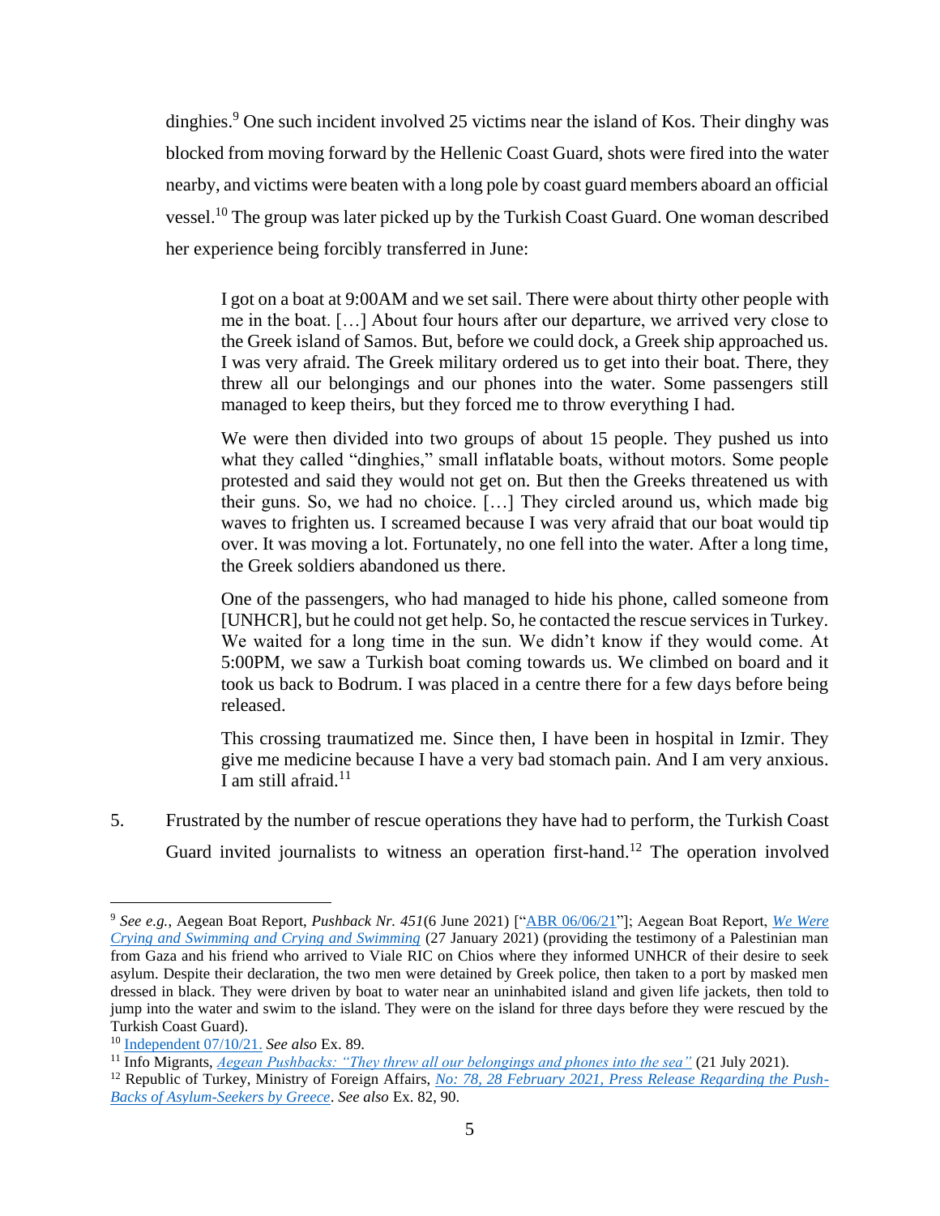dinghies.[9] One such incident involved 25 victims near the island of Kos. Their dinghy was blocked from moving forward by the Hellenic Coast Guard, shots were fired into the water nearby, and victims were beaten with a long pole by coast guard members aboard an official vessel.[10] The group was later picked up by the Turkish Coast Guard. One woman described her experience being forcibly transferred in June:

> I got on a boat at 9:00AM and we set sail. There were about thirty other people with me in the boat. […] About four hours after our departure, we arrived very close to the Greek island of Samos. But, before we could dock, a Greek ship approached us. I was very afraid. The Greek military ordered us to get into their boat. There, they threw all our belongings and our phones into the water. Some passengers still managed to keep theirs, but they forced me to throw everything I had.
>
> We were then divided into two groups of about 15 people. They pushed us into what they called "dinghies," small inflatable boats, without motors. Some people protested and said they would not get on. But then the Greeks threatened us with their guns. So, we had no choice. […] They circled around us, which made big waves to frighten us. I screamed because I was very afraid that our boat would tip over. It was moving a lot. Fortunately, no one fell into the water. After a long time, the Greek soldiers abandoned us there.
>
> One of the passengers, who had managed to hide his phone, called someone from [UNHCR], but he could not get help. So, he contacted the rescue services in Turkey. We waited for a long time in the sun. We didn't know if they would come. At 5:00PM, we saw a Turkish boat coming towards us. We climbed on board and it took us back to Bodrum. I was placed in a centre there for a few days before being released.
>
> This crossing traumatized me. Since then, I have been in hospital in Izmir. They give me medicine because I have a very bad stomach pain. And I am very anxious. I am still afraid.[11]

5. Frustrated by the number of rescue operations they have had to perform, the Turkish Coast Guard invited journalists to witness an operation first-hand.[12] The operation involved

---

[9] *See e.g.*, Aegean Boat Report, *Pushback Nr. 451*(6 June 2021) ["ABR 06/06/21"]; Aegean Boat Report, *We Were Crying and Swimming and Crying and Swimming* (27 January 2021) (providing the testimony of a Palestinian man from Gaza and his friend who arrived to Viale RIC on Chios where they informed UNHCR of their desire to seek asylum. Despite their declaration, the two men were detained by Greek police, then taken to a port by masked men dressed in black. They were driven by boat to water near an uninhabited island and given life jackets, then told to jump into the water and swim to the island. They were on the island for three days before they were rescued by the Turkish Coast Guard).

[10] Independent 07/10/21. *See also* Ex. 89.

[11] Info Migrants, *Aegean Pushbacks: "They threw all our belongings and phones into the sea"* (21 July 2021).

[12] Republic of Turkey, Ministry of Foreign Affairs, *No: 78, 28 February 2021, Press Release Regarding the Push-Backs of Asylum-Seekers by Greece*. *See also* Ex. 82, 90.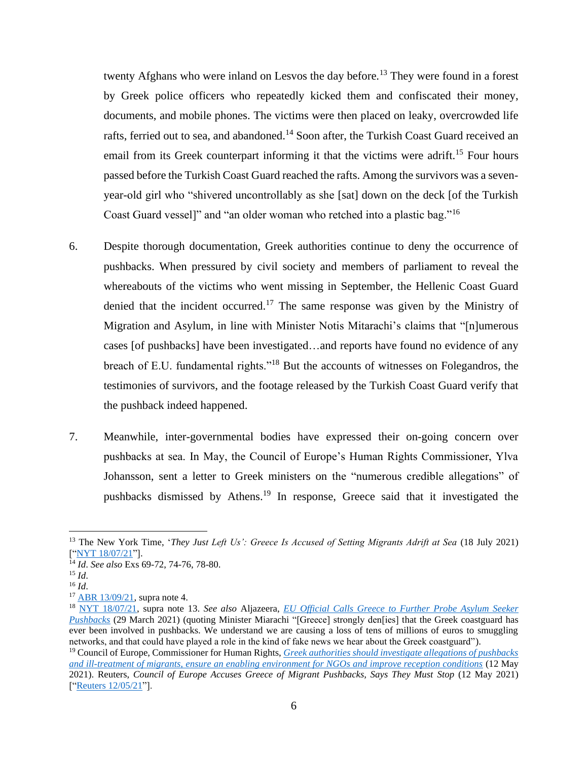twenty Afghans who were inland on Lesvos the day before.[13] They were found in a forest by Greek police officers who repeatedly kicked them and confiscated their money, documents, and mobile phones. The victims were then placed on leaky, overcrowded life rafts, ferried out to sea, and abandoned.[14] Soon after, the Turkish Coast Guard received an email from its Greek counterpart informing it that the victims were adrift.[15] Four hours passed before the Turkish Coast Guard reached the rafts. Among the survivors was a seven-year-old girl who "shivered uncontrollably as she [sat] down on the deck [of the Turkish Coast Guard vessel]" and "an older woman who retched into a plastic bag."[16]

6. Despite thorough documentation, Greek authorities continue to deny the occurrence of pushbacks. When pressured by civil society and members of parliament to reveal the whereabouts of the victims who went missing in September, the Hellenic Coast Guard denied that the incident occurred.[17] The same response was given by the Ministry of Migration and Asylum, in line with Minister Notis Mitarachi's claims that "[n]umerous cases [of pushbacks] have been investigated…and reports have found no evidence of any breach of E.U. fundamental rights."[18] But the accounts of witnesses on Folegandros, the testimonies of survivors, and the footage released by the Turkish Coast Guard verify that the pushback indeed happened.

7. Meanwhile, inter-governmental bodies have expressed their on-going concern over pushbacks at sea. In May, the Council of Europe's Human Rights Commissioner, Ylva Johansson, sent a letter to Greek ministers on the "numerous credible allegations" of pushbacks dismissed by Athens.[19] In response, Greece said that it investigated the

---

[13] The New York Time, '*They Just Left Us': Greece Is Accused of Setting Migrants Adrift at Sea* (18 July 2021) ["NYT 18/07/21"].

[14] *Id*. *See also* Exs 69-72, 74-76, 78-80.

[15] *Id*.

[16] *Id*.

[17] ABR 13/09/21, supra note 4.

[18] NYT 18/07/21, supra note 13. *See also* Aljazeera, *EU Official Calls Greece to Further Probe Asylum Seeker Pushbacks* (29 March 2021) (quoting Minister Miarachi "[Greece] strongly den[ies] that the Greek coastguard has ever been involved in pushbacks. We understand we are causing a loss of tens of millions of euros to smuggling networks, and that could have played a role in the kind of fake news we hear about the Greek coastguard").

[19] Council of Europe, Commissioner for Human Rights, *Greek authorities should investigate allegations of pushbacks and ill-treatment of migrants, ensure an enabling environment for NGOs and improve reception conditions* (12 May 2021). Reuters, *Council of Europe Accuses Greece of Migrant Pushbacks, Says They Must Stop* (12 May 2021) ["Reuters 12/05/21"].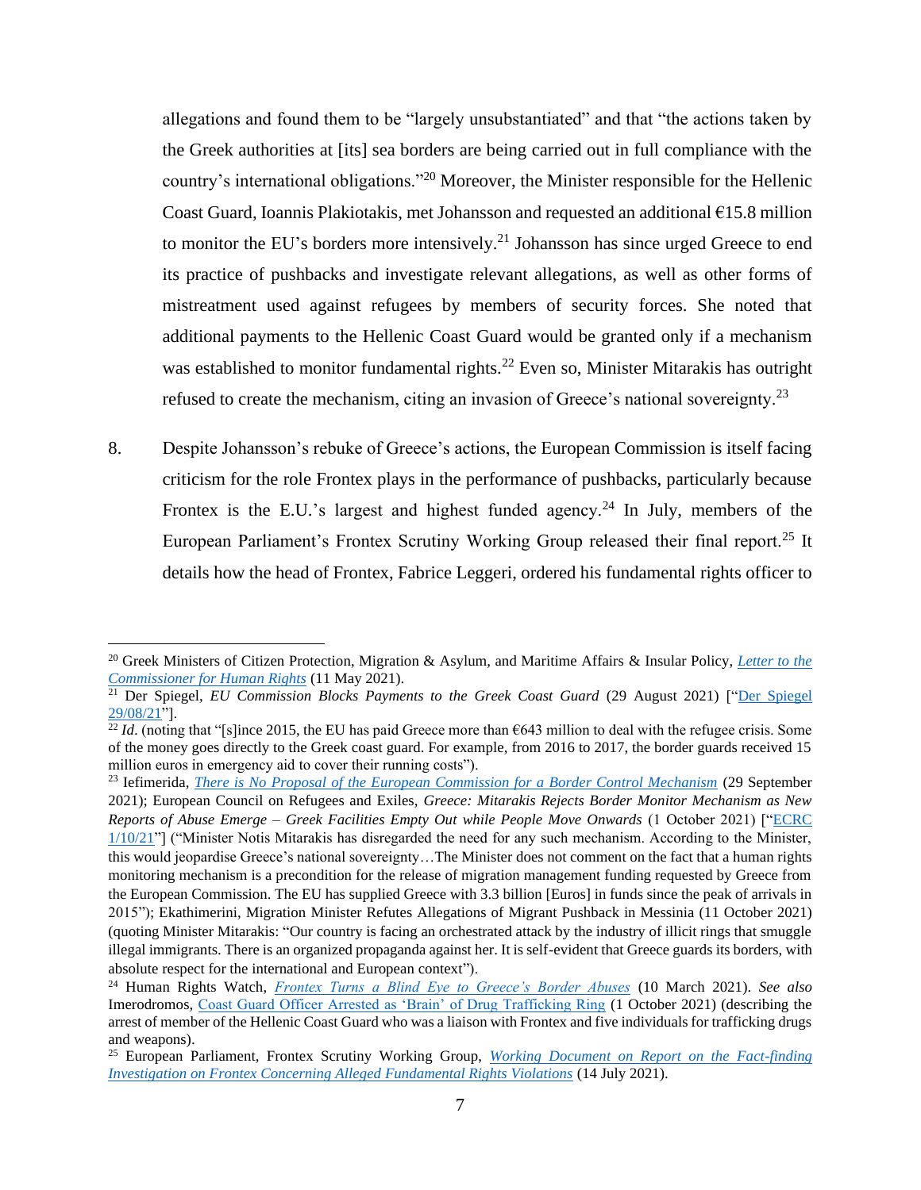allegations and found them to be "largely unsubstantiated" and that "the actions taken by the Greek authorities at [its] sea borders are being carried out in full compliance with the country's international obligations."[20] Moreover, the Minister responsible for the Hellenic Coast Guard, Ioannis Plakiotakis, met Johansson and requested an additional €15.8 million to monitor the EU's borders more intensively.[21] Johansson has since urged Greece to end its practice of pushbacks and investigate relevant allegations, as well as other forms of mistreatment used against refugees by members of security forces. She noted that additional payments to the Hellenic Coast Guard would be granted only if a mechanism was established to monitor fundamental rights.[22] Even so, Minister Mitarakis has outright refused to create the mechanism, citing an invasion of Greece's national sovereignty.[23]

8. Despite Johansson's rebuke of Greece's actions, the European Commission is itself facing criticism for the role Frontex plays in the performance of pushbacks, particularly because Frontex is the E.U.'s largest and highest funded agency.[24] In July, members of the European Parliament's Frontex Scrutiny Working Group released their final report.[25] It details how the head of Frontex, Fabrice Leggeri, ordered his fundamental rights officer to

---

[20] Greek Ministers of Citizen Protection, Migration & Asylum, and Maritime Affairs & Insular Policy, *Letter to the Commissioner for Human Rights* (11 May 2021).

[21] Der Spiegel, *EU Commission Blocks Payments to the Greek Coast Guard* (29 August 2021) ["Der Spiegel 29/08/21"].

[22] *Id*. (noting that "[s]ince 2015, the EU has paid Greece more than €643 million to deal with the refugee crisis. Some of the money goes directly to the Greek coast guard. For example, from 2016 to 2017, the border guards received 15 million euros in emergency aid to cover their running costs").

[23] Iefimerida, *There is No Proposal of the European Commission for a Border Control Mechanism* (29 September 2021); European Council on Refugees and Exiles, *Greece: Mitarakis Rejects Border Monitor Mechanism as New Reports of Abuse Emerge – Greek Facilities Empty Out while People Move Onwards* (1 October 2021) ["ECRC 1/10/21"] ("Minister Notis Mitarakis has disregarded the need for any such mechanism. According to the Minister, this would jeopardise Greece's national sovereignty…The Minister does not comment on the fact that a human rights monitoring mechanism is a precondition for the release of migration management funding requested by Greece from the European Commission. The EU has supplied Greece with 3.3 billion [Euros] in funds since the peak of arrivals in 2015"); Ekathimerini, Migration Minister Refutes Allegations of Migrant Pushback in Messinia (11 October 2021) (quoting Minister Mitarakis: "Our country is facing an orchestrated attack by the industry of illicit rings that smuggle illegal immigrants. There is an organized propaganda against her. It is self-evident that Greece guards its borders, with absolute respect for the international and European context").

[24] Human Rights Watch, *Frontex Turns a Blind Eye to Greece's Border Abuses* (10 March 2021). *See also* Imerodromos, Coast Guard Officer Arrested as 'Brain' of Drug Trafficking Ring (1 October 2021) (describing the arrest of member of the Hellenic Coast Guard who was a liaison with Frontex and five individuals for trafficking drugs and weapons).

[25] European Parliament, Frontex Scrutiny Working Group, *Working Document on Report on the Fact-finding Investigation on Frontex Concerning Alleged Fundamental Rights Violations* (14 July 2021).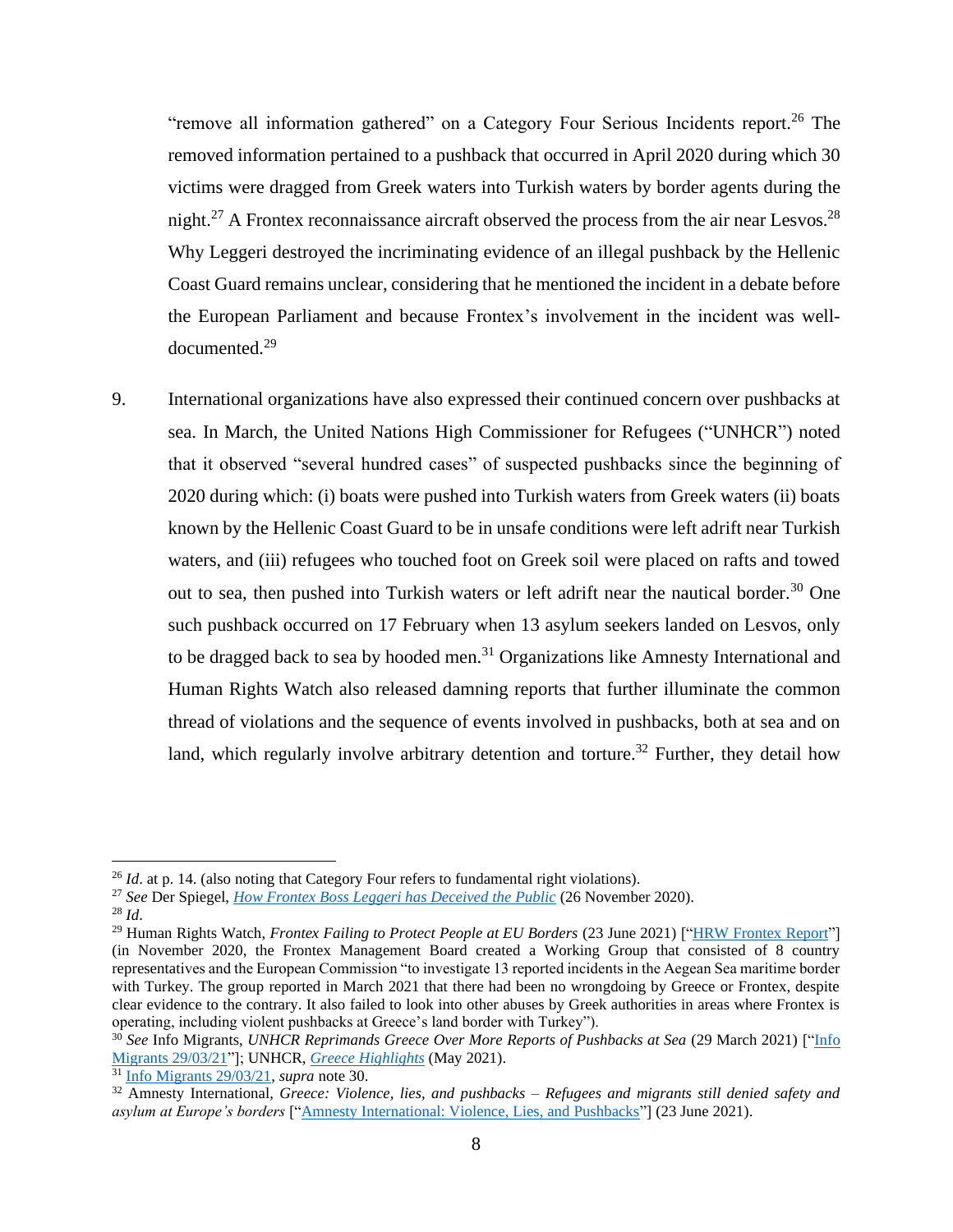"remove all information gathered" on a Category Four Serious Incidents report.[26] The removed information pertained to a pushback that occurred in April 2020 during which 30 victims were dragged from Greek waters into Turkish waters by border agents during the night.[27] A Frontex reconnaissance aircraft observed the process from the air near Lesvos.[28] Why Leggeri destroyed the incriminating evidence of an illegal pushback by the Hellenic Coast Guard remains unclear, considering that he mentioned the incident in a debate before the European Parliament and because Frontex's involvement in the incident was well-documented.[29]

9. International organizations have also expressed their continued concern over pushbacks at sea. In March, the United Nations High Commissioner for Refugees ("UNHCR") noted that it observed "several hundred cases" of suspected pushbacks since the beginning of 2020 during which: (i) boats were pushed into Turkish waters from Greek waters (ii) boats known by the Hellenic Coast Guard to be in unsafe conditions were left adrift near Turkish waters, and (iii) refugees who touched foot on Greek soil were placed on rafts and towed out to sea, then pushed into Turkish waters or left adrift near the nautical border.[30] One such pushback occurred on 17 February when 13 asylum seekers landed on Lesvos, only to be dragged back to sea by hooded men.[31] Organizations like Amnesty International and Human Rights Watch also released damning reports that further illuminate the common thread of violations and the sequence of events involved in pushbacks, both at sea and on land, which regularly involve arbitrary detention and torture.[32] Further, they detail how

---

[26] *Id*. at p. 14. (also noting that Category Four refers to fundamental right violations).

[27] *See* Der Spiegel, *How Frontex Boss Leggeri has Deceived the Public* (26 November 2020).

[28] *Id*.

[29] Human Rights Watch, *Frontex Failing to Protect People at EU Borders* (23 June 2021) ["HRW Frontex Report"] (in November 2020, the Frontex Management Board created a Working Group that consisted of 8 country representatives and the European Commission "to investigate 13 reported incidents in the Aegean Sea maritime border with Turkey. The group reported in March 2021 that there had been no wrongdoing by Greece or Frontex, despite clear evidence to the contrary. It also failed to look into other abuses by Greek authorities in areas where Frontex is operating, including violent pushbacks at Greece's land border with Turkey").

[30] *See* Info Migrants, *UNHCR Reprimands Greece Over More Reports of Pushbacks at Sea* (29 March 2021) ["Info Migrants 29/03/21"]; UNHCR, *Greece Highlights* (May 2021).

[31] Info Migrants 29/03/21, *supra* note 30.

[32] Amnesty International, *Greece: Violence, lies, and pushbacks – Refugees and migrants still denied safety and asylum at Europe's borders* ["Amnesty International: Violence, Lies, and Pushbacks"] (23 June 2021).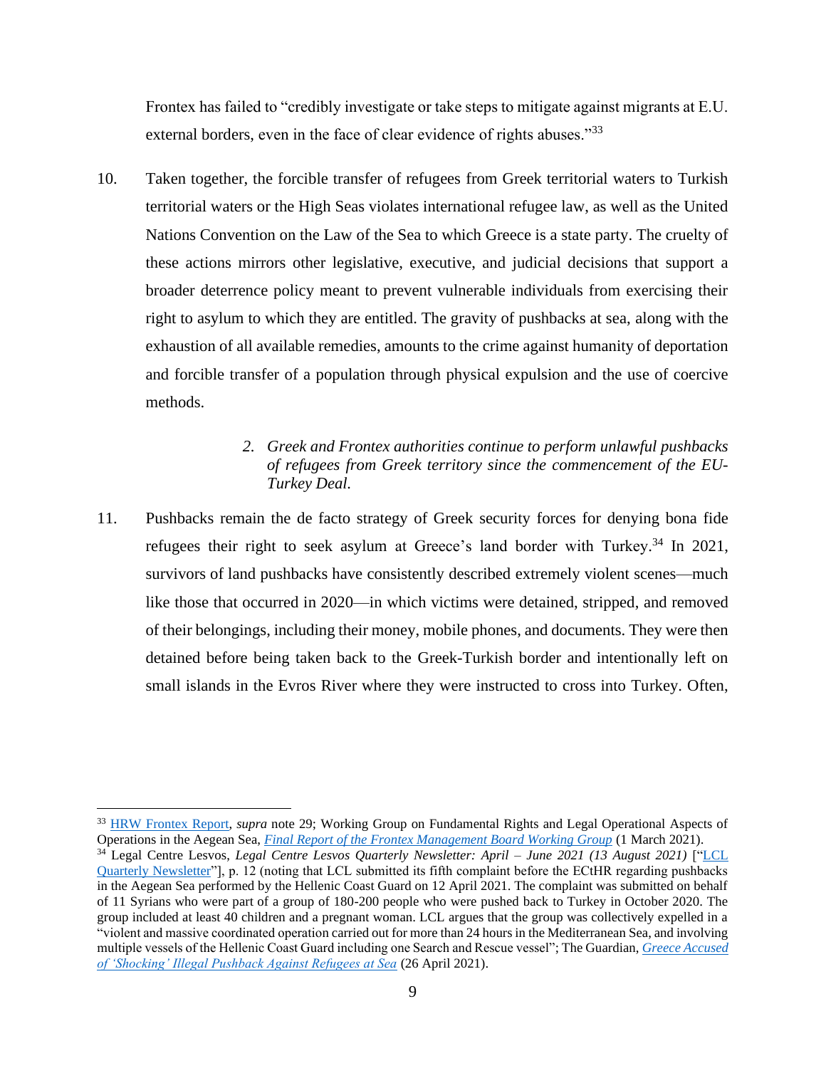Frontex has failed to "credibly investigate or take steps to mitigate against migrants at E.U. external borders, even in the face of clear evidence of rights abuses."[33]

10. Taken together, the forcible transfer of refugees from Greek territorial waters to Turkish territorial waters or the High Seas violates international refugee law, as well as the United Nations Convention on the Law of the Sea to which Greece is a state party. The cruelty of these actions mirrors other legislative, executive, and judicial decisions that support a broader deterrence policy meant to prevent vulnerable individuals from exercising their right to asylum to which they are entitled. The gravity of pushbacks at sea, along with the exhaustion of all available remedies, amounts to the crime against humanity of deportation and forcible transfer of a population through physical expulsion and the use of coercive methods.

*2. Greek and Frontex authorities continue to perform unlawful pushbacks of refugees from Greek territory since the commencement of the EU-Turkey Deal.*

11. Pushbacks remain the de facto strategy of Greek security forces for denying bona fide refugees their right to seek asylum at Greece's land border with Turkey.[34] In 2021, survivors of land pushbacks have consistently described extremely violent scenes—much like those that occurred in 2020—in which victims were detained, stripped, and removed of their belongings, including their money, mobile phones, and documents. They were then detained before being taken back to the Greek-Turkish border and intentionally left on small islands in the Evros River where they were instructed to cross into Turkey. Often,

---

[33] HRW Frontex Report, *supra* note 29; Working Group on Fundamental Rights and Legal Operational Aspects of Operations in the Aegean Sea, *Final Report of the Frontex Management Board Working Group* (1 March 2021).

[34] Legal Centre Lesvos, *Legal Centre Lesvos Quarterly Newsletter: April – June 2021 (13 August 2021)* ["LCL Quarterly Newsletter"], p. 12 (noting that LCL submitted its fifth complaint before the ECtHR regarding pushbacks in the Aegean Sea performed by the Hellenic Coast Guard on 12 April 2021. The complaint was submitted on behalf of 11 Syrians who were part of a group of 180-200 people who were pushed back to Turkey in October 2020. The group included at least 40 children and a pregnant woman. LCL argues that the group was collectively expelled in a "violent and massive coordinated operation carried out for more than 24 hours in the Mediterranean Sea, and involving multiple vessels of the Hellenic Coast Guard including one Search and Rescue vessel"; The Guardian, *Greece Accused of 'Shocking' Illegal Pushback Against Refugees at Sea* (26 April 2021).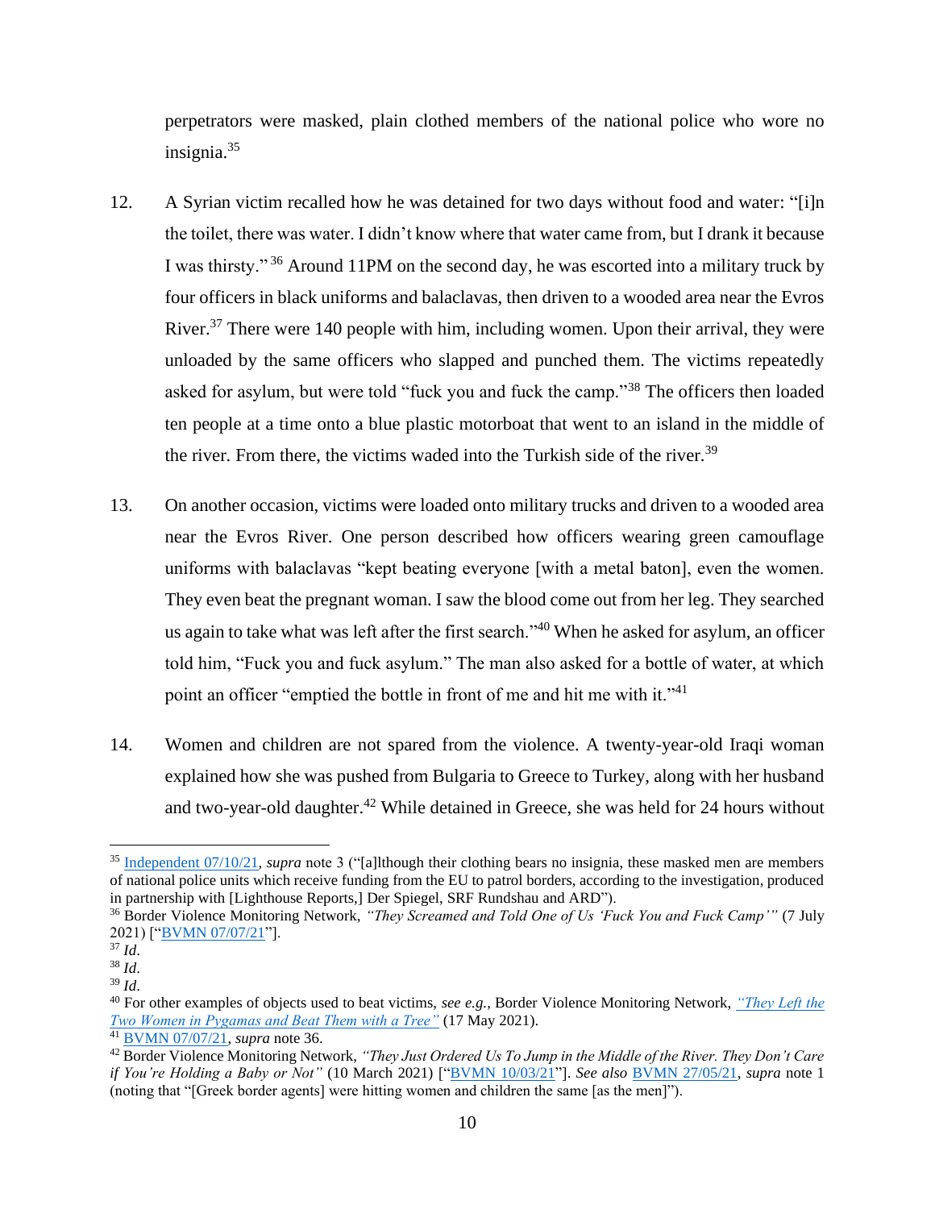perpetrators were masked, plain clothed members of the national police who wore no insignia.[35]

12. A Syrian victim recalled how he was detained for two days without food and water: "[i]n the toilet, there was water. I didn't know where that water came from, but I drank it because I was thirsty."[36] Around 11PM on the second day, he was escorted into a military truck by four officers in black uniforms and balaclavas, then driven to a wooded area near the Evros River.[37] There were 140 people with him, including women. Upon their arrival, they were unloaded by the same officers who slapped and punched them. The victims repeatedly asked for asylum, but were told "fuck you and fuck the camp."[38] The officers then loaded ten people at a time onto a blue plastic motorboat that went to an island in the middle of the river. From there, the victims waded into the Turkish side of the river.[39]

13. On another occasion, victims were loaded onto military trucks and driven to a wooded area near the Evros River. One person described how officers wearing green camouflage uniforms with balaclavas "kept beating everyone [with a metal baton], even the women. They even beat the pregnant woman. I saw the blood come out from her leg. They searched us again to take what was left after the first search."[40] When he asked for asylum, an officer told him, "Fuck you and fuck asylum." The man also asked for a bottle of water, at which point an officer "emptied the bottle in front of me and hit me with it."[41]

14. Women and children are not spared from the violence. A twenty-year-old Iraqi woman explained how she was pushed from Bulgaria to Greece to Turkey, along with her husband and two-year-old daughter.[42] While detained in Greece, she was held for 24 hours without

---

[35] Independent 07/10/21, *supra* note 3 ("[a]lthough their clothing bears no insignia, these masked men are members of national police units which receive funding from the EU to patrol borders, according to the investigation, produced in partnership with [Lighthouse Reports,] Der Spiegel, SRF Rundshau and ARD").

[36] Border Violence Monitoring Network, *"They Screamed and Told One of Us 'Fuck You and Fuck Camp'"* (7 July 2021) ["BVMN 07/07/21"].

[37] *Id.*

[38] *Id.*

[39] *Id.*

[40] For other examples of objects used to beat victims, *see e.g.*, Border Violence Monitoring Network, *"They Left the Two Women in Pygamas and Beat Them with a Tree"* (17 May 2021).

[41] BVMN 07/07/21, *supra* note 36.

[42] Border Violence Monitoring Network, *"They Just Ordered Us To Jump in the Middle of the River. They Don't Care if You're Holding a Baby or Not"* (10 March 2021) ["BVMN 10/03/21"]. *See also* BVMN 27/05/21, *supra* note 1 (noting that "[Greek border agents] were hitting women and children the same [as the men]").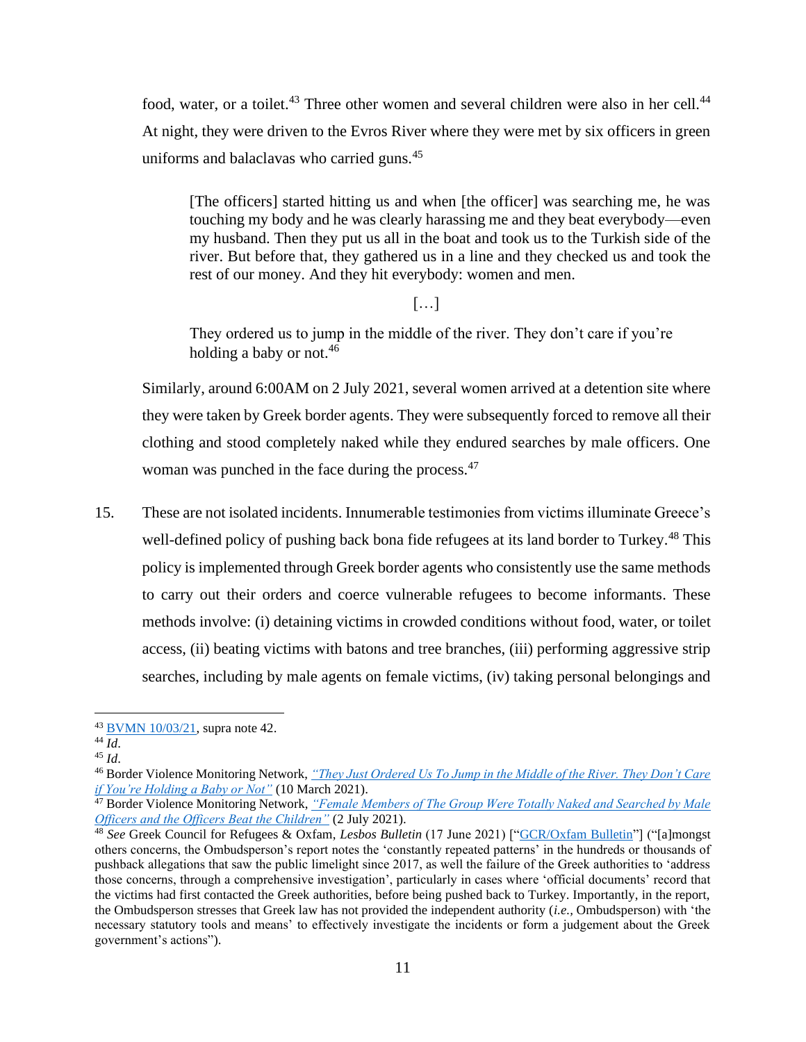food, water, or a toilet.[43] Three other women and several children were also in her cell.[44] At night, they were driven to the Evros River where they were met by six officers in green uniforms and balaclavas who carried guns.[45]

> [The officers] started hitting us and when [the officer] was searching me, he was touching my body and he was clearly harassing me and they beat everybody—even my husband. Then they put us all in the boat and took us to the Turkish side of the river. But before that, they gathered us in a line and they checked us and took the rest of our money. And they hit everybody: women and men.
>
> […]
>
> They ordered us to jump in the middle of the river. They don't care if you're holding a baby or not.[46]

Similarly, around 6:00AM on 2 July 2021, several women arrived at a detention site where they were taken by Greek border agents. They were subsequently forced to remove all their clothing and stood completely naked while they endured searches by male officers. One woman was punched in the face during the process.[47]

15. These are not isolated incidents. Innumerable testimonies from victims illuminate Greece's well-defined policy of pushing back bona fide refugees at its land border to Turkey.[48] This policy is implemented through Greek border agents who consistently use the same methods to carry out their orders and coerce vulnerable refugees to become informants. These methods involve: (i) detaining victims in crowded conditions without food, water, or toilet access, (ii) beating victims with batons and tree branches, (iii) performing aggressive strip searches, including by male agents on female victims, (iv) taking personal belongings and

---

[43] BVMN 10/03/21, supra note 42.

[44] *Id.*

[45] *Id.*

[46] Border Violence Monitoring Network, *"They Just Ordered Us To Jump in the Middle of the River. They Don't Care if You're Holding a Baby or Not"* (10 March 2021).

[47] Border Violence Monitoring Network, *"Female Members of The Group Were Totally Naked and Searched by Male Officers and the Officers Beat the Children"* (2 July 2021).

[48] *See* Greek Council for Refugees & Oxfam, *Lesbos Bulletin* (17 June 2021) ["GCR/Oxfam Bulletin"] ("[a]mongst others concerns, the Ombudsperson's report notes the 'constantly repeated patterns' in the hundreds or thousands of pushback allegations that saw the public limelight since 2017, as well the failure of the Greek authorities to 'address those concerns, through a comprehensive investigation', particularly in cases where 'official documents' record that the victims had first contacted the Greek authorities, before being pushed back to Turkey. Importantly, in the report, the Ombudsperson stresses that Greek law has not provided the independent authority (*i.e.*, Ombudsperson) with 'the necessary statutory tools and means' to effectively investigate the incidents or form a judgement about the Greek government's actions").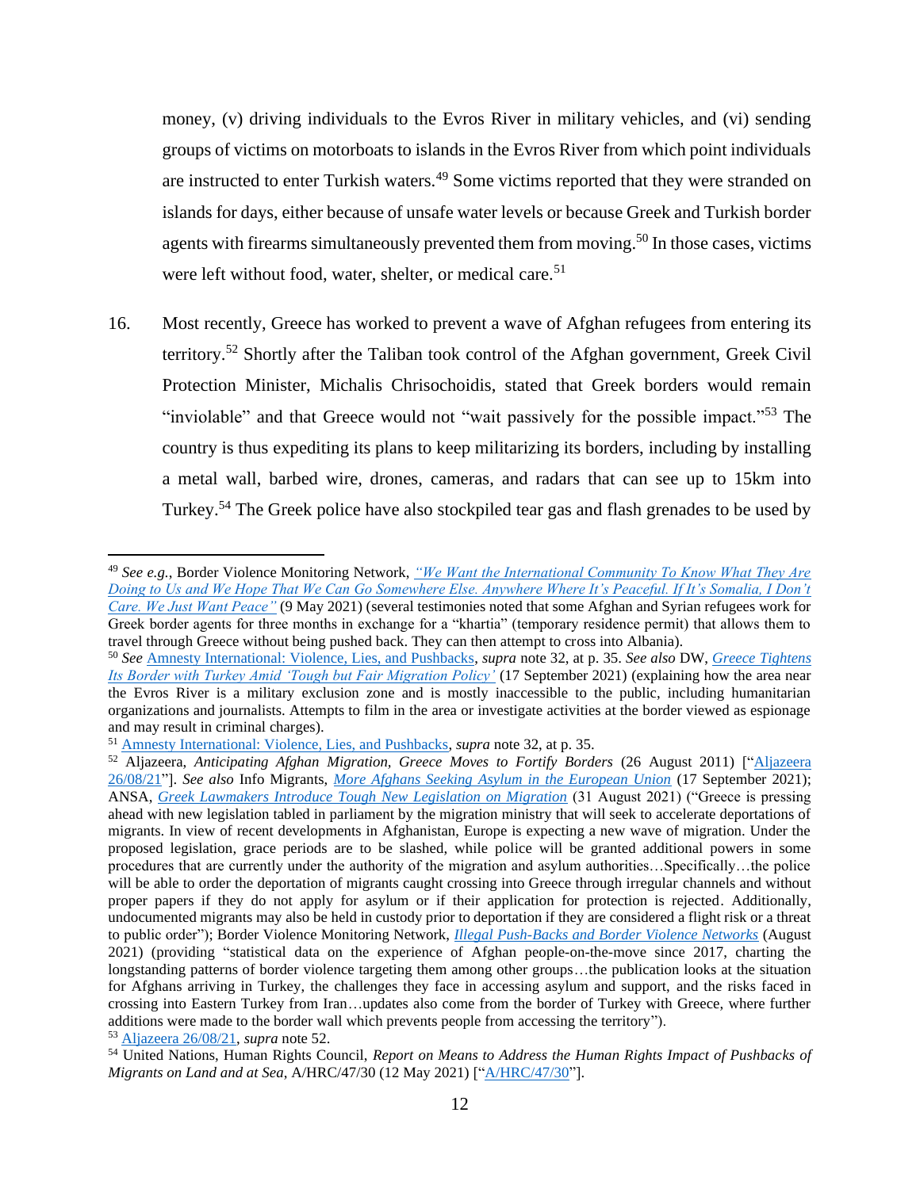money, (v) driving individuals to the Evros River in military vehicles, and (vi) sending groups of victims on motorboats to islands in the Evros River from which point individuals are instructed to enter Turkish waters.[49] Some victims reported that they were stranded on islands for days, either because of unsafe water levels or because Greek and Turkish border agents with firearms simultaneously prevented them from moving.[50] In those cases, victims were left without food, water, shelter, or medical care.[51]

16. Most recently, Greece has worked to prevent a wave of Afghan refugees from entering its territory.[52] Shortly after the Taliban took control of the Afghan government, Greek Civil Protection Minister, Michalis Chrisochoidis, stated that Greek borders would remain "inviolable" and that Greece would not "wait passively for the possible impact."[53] The country is thus expediting its plans to keep militarizing its borders, including by installing a metal wall, barbed wire, drones, cameras, and radars that can see up to 15km into Turkey.[54] The Greek police have also stockpiled tear gas and flash grenades to be used by

---

[49] *See e.g.*, Border Violence Monitoring Network, *"We Want the International Community To Know What They Are Doing to Us and We Hope That We Can Go Somewhere Else. Anywhere Where It's Peaceful. If It's Somalia, I Don't Care. We Just Want Peace"* (9 May 2021) (several testimonies noted that some Afghan and Syrian refugees work for Greek border agents for three months in exchange for a "khartia" (temporary residence permit) that allows them to travel through Greece without being pushed back. They can then attempt to cross into Albania).

[50] *See* Amnesty International: Violence, Lies, and Pushbacks, *supra* note 32, at p. 35. *See also* DW, *Greece Tightens Its Border with Turkey Amid 'Tough but Fair Migration Policy'* (17 September 2021) (explaining how the area near the Evros River is a military exclusion zone and is mostly inaccessible to the public, including humanitarian organizations and journalists. Attempts to film in the area or investigate activities at the border viewed as espionage and may result in criminal charges).

[51] Amnesty International: Violence, Lies, and Pushbacks, *supra* note 32, at p. 35.

[52] Aljazeera, *Anticipating Afghan Migration, Greece Moves to Fortify Borders* (26 August 2011) ["Aljazeera 26/08/21"]. *See also* Info Migrants, *More Afghans Seeking Asylum in the European Union* (17 September 2021); ANSA, *Greek Lawmakers Introduce Tough New Legislation on Migration* (31 August 2021) ("Greece is pressing ahead with new legislation tabled in parliament by the migration ministry that will seek to accelerate deportations of migrants. In view of recent developments in Afghanistan, Europe is expecting a new wave of migration. Under the proposed legislation, grace periods are to be slashed, while police will be granted additional powers in some procedures that are currently under the authority of the migration and asylum authorities…Specifically…the police will be able to order the deportation of migrants caught crossing into Greece through irregular channels and without proper papers if they do not apply for asylum or if their application for protection is rejected. Additionally, undocumented migrants may also be held in custody prior to deportation if they are considered a flight risk or a threat to public order"); Border Violence Monitoring Network, *Illegal Push-Backs and Border Violence Networks* (August 2021) (providing "statistical data on the experience of Afghan people-on-the-move since 2017, charting the longstanding patterns of border violence targeting them among other groups…the publication looks at the situation for Afghans arriving in Turkey, the challenges they face in accessing asylum and support, and the risks faced in crossing into Eastern Turkey from Iran…updates also come from the border of Turkey with Greece, where further additions were made to the border wall which prevents people from accessing the territory").

[53] Aljazeera 26/08/21, *supra* note 52.

[54] United Nations, Human Rights Council, *Report on Means to Address the Human Rights Impact of Pushbacks of Migrants on Land and at Sea*, A/HRC/47/30 (12 May 2021) ["A/HRC/47/30"].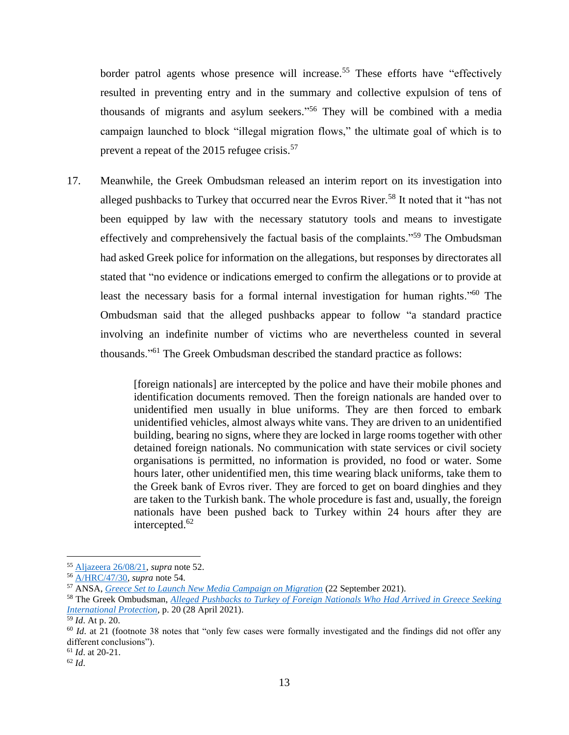border patrol agents whose presence will increase.[55] These efforts have "effectively resulted in preventing entry and in the summary and collective expulsion of tens of thousands of migrants and asylum seekers."[56] They will be combined with a media campaign launched to block "illegal migration flows," the ultimate goal of which is to prevent a repeat of the 2015 refugee crisis.[57]

17. Meanwhile, the Greek Ombudsman released an interim report on its investigation into alleged pushbacks to Turkey that occurred near the Evros River.[58] It noted that it "has not been equipped by law with the necessary statutory tools and means to investigate effectively and comprehensively the factual basis of the complaints."[59] The Ombudsman had asked Greek police for information on the allegations, but responses by directorates all stated that "no evidence or indications emerged to confirm the allegations or to provide at least the necessary basis for a formal internal investigation for human rights."[60] The Ombudsman said that the alleged pushbacks appear to follow "a standard practice involving an indefinite number of victims who are nevertheless counted in several thousands."[61] The Greek Ombudsman described the standard practice as follows:

> [foreign nationals] are intercepted by the police and have their mobile phones and identification documents removed. Then the foreign nationals are handed over to unidentified men usually in blue uniforms. They are then forced to embark unidentified vehicles, almost always white vans. They are driven to an unidentified building, bearing no signs, where they are locked in large rooms together with other detained foreign nationals. No communication with state services or civil society organisations is permitted, no information is provided, no food or water. Some hours later, other unidentified men, this time wearing black uniforms, take them to the Greek bank of Evros river. They are forced to get on board dinghies and they are taken to the Turkish bank. The whole procedure is fast and, usually, the foreign nationals have been pushed back to Turkey within 24 hours after they are intercepted.[62]

---

[55] Aljazeera 26/08/21, *supra* note 52.

[56] A/HRC/47/30, *supra* note 54.

[57] ANSA, *Greece Set to Launch New Media Campaign on Migration* (22 September 2021).

[58] The Greek Ombudsman, *Alleged Pushbacks to Turkey of Foreign Nationals Who Had Arrived in Greece Seeking International Protection*, p. 20 (28 April 2021).

[59] *Id*. At p. 20.

[60] *Id*. at 21 (footnote 38 notes that "only few cases were formally investigated and the findings did not offer any different conclusions").

[61] *Id*. at 20-21.

[62] *Id*.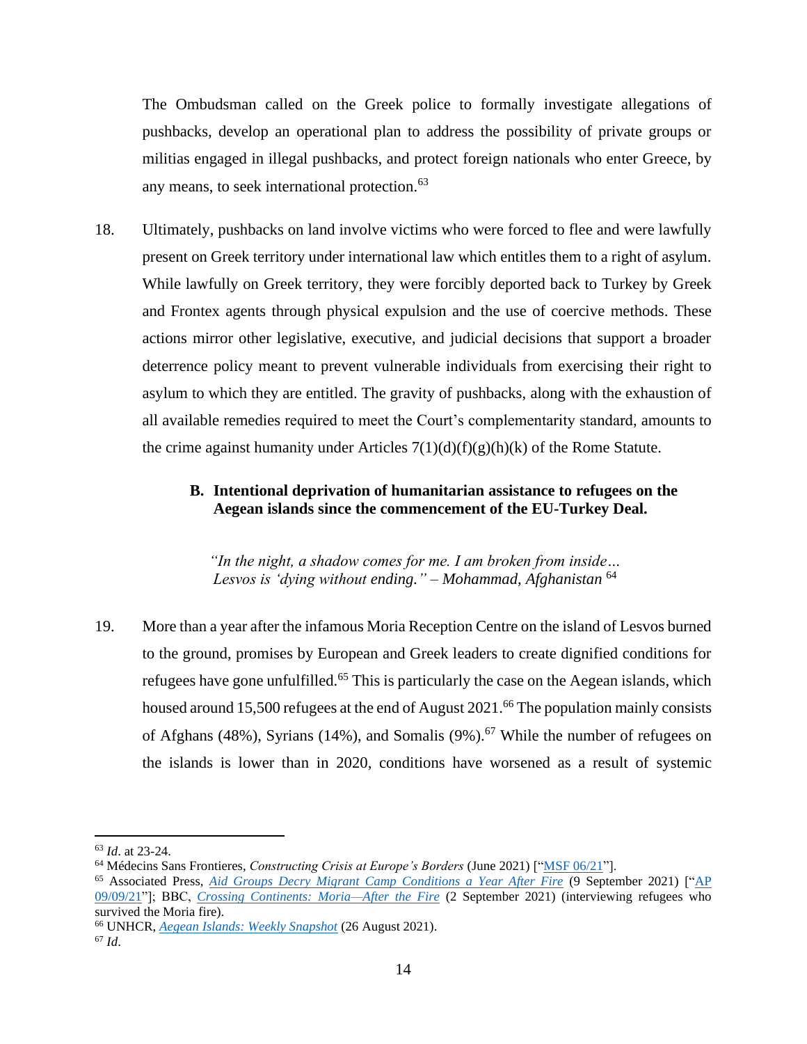The Ombudsman called on the Greek police to formally investigate allegations of pushbacks, develop an operational plan to address the possibility of private groups or militias engaged in illegal pushbacks, and protect foreign nationals who enter Greece, by any means, to seek international protection.[63]

18. Ultimately, pushbacks on land involve victims who were forced to flee and were lawfully present on Greek territory under international law which entitles them to a right of asylum. While lawfully on Greek territory, they were forcibly deported back to Turkey by Greek and Frontex agents through physical expulsion and the use of coercive methods. These actions mirror other legislative, executive, and judicial decisions that support a broader deterrence policy meant to prevent vulnerable individuals from exercising their right to asylum to which they are entitled. The gravity of pushbacks, along with the exhaustion of all available remedies required to meet the Court's complementarity standard, amounts to the crime against humanity under Articles 7(1)(d)(f)(g)(h)(k) of the Rome Statute.

### B. Intentional deprivation of humanitarian assistance to refugees on the Aegean islands since the commencement of the EU-Turkey Deal.

> *"In the night, a shadow comes for me. I am broken from inside… Lesvos is 'dying without ending." – Mohammad, Afghanistan* [64]

19. More than a year after the infamous Moria Reception Centre on the island of Lesvos burned to the ground, promises by European and Greek leaders to create dignified conditions for refugees have gone unfulfilled.[65] This is particularly the case on the Aegean islands, which housed around 15,500 refugees at the end of August 2021.[66] The population mainly consists of Afghans (48%), Syrians (14%), and Somalis (9%).[67] While the number of refugees on the islands is lower than in 2020, conditions have worsened as a result of systemic

---

[63] *Id*. at 23-24.

[64] Médecins Sans Frontieres, *Constructing Crisis at Europe's Borders* (June 2021) ["MSF 06/21"].

[65] Associated Press, *Aid Groups Decry Migrant Camp Conditions a Year After Fire* (9 September 2021) ["AP 09/09/21"]; BBC, *Crossing Continents: Moria—After the Fire* (2 September 2021) (interviewing refugees who survived the Moria fire).

[66] UNHCR, *Aegean Islands: Weekly Snapshot* (26 August 2021).

[67] *Id*.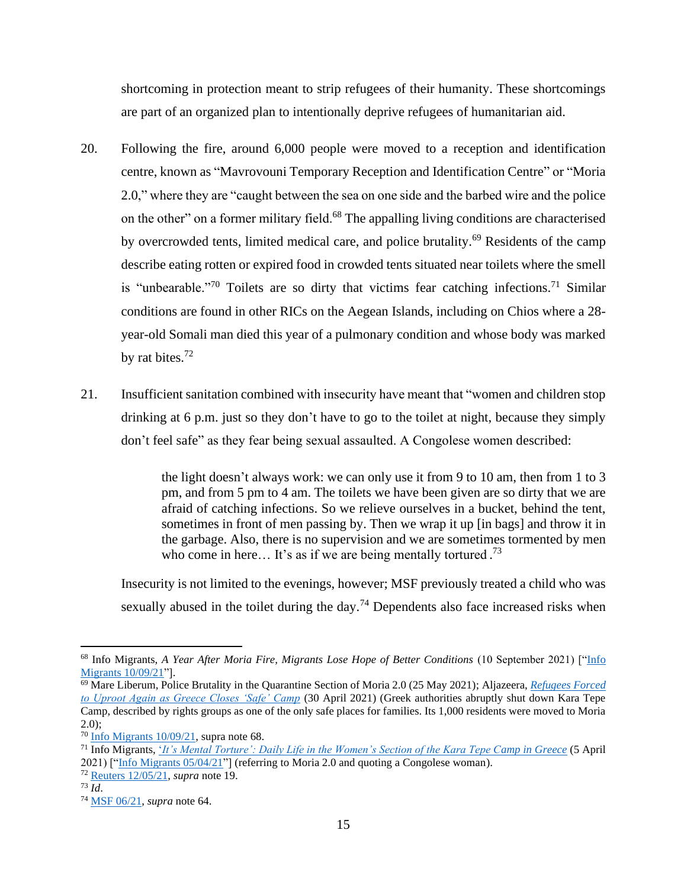shortcoming in protection meant to strip refugees of their humanity. These shortcomings are part of an organized plan to intentionally deprive refugees of humanitarian aid.

20. Following the fire, around 6,000 people were moved to a reception and identification centre, known as "Mavrovouni Temporary Reception and Identification Centre" or "Moria 2.0," where they are "caught between the sea on one side and the barbed wire and the police on the other" on a former military field.[68] The appalling living conditions are characterised by overcrowded tents, limited medical care, and police brutality.[69] Residents of the camp describe eating rotten or expired food in crowded tents situated near toilets where the smell is "unbearable."[70] Toilets are so dirty that victims fear catching infections.[71] Similar conditions are found in other RICs on the Aegean Islands, including on Chios where a 28-year-old Somali man died this year of a pulmonary condition and whose body was marked by rat bites.[72]

21. Insufficient sanitation combined with insecurity have meant that "women and children stop drinking at 6 p.m. just so they don't have to go to the toilet at night, because they simply don't feel safe" as they fear being sexual assaulted. A Congolese women described:

> the light doesn't always work: we can only use it from 9 to 10 am, then from 1 to 3 pm, and from 5 pm to 4 am. The toilets we have been given are so dirty that we are afraid of catching infections. So we relieve ourselves in a bucket, behind the tent, sometimes in front of men passing by. Then we wrap it up [in bags] and throw it in the garbage. Also, there is no supervision and we are sometimes tormented by men who come in here… It's as if we are being mentally tortured .[73]

Insecurity is not limited to the evenings, however; MSF previously treated a child who was sexually abused in the toilet during the day.[74] Dependents also face increased risks when

---

[68] Info Migrants, *A Year After Moria Fire, Migrants Lose Hope of Better Conditions* (10 September 2021) ["Info Migrants 10/09/21"].

[69] Mare Liberum, Police Brutality in the Quarantine Section of Moria 2.0 (25 May 2021); Aljazeera, *Refugees Forced to Uproot Again as Greece Closes 'Safe' Camp* (30 April 2021) (Greek authorities abruptly shut down Kara Tepe Camp, described by rights groups as one of the only safe places for families. Its 1,000 residents were moved to Moria 2.0);

[70] Info Migrants 10/09/21, supra note 68.

[71] Info Migrants, *'It's Mental Torture': Daily Life in the Women's Section of the Kara Tepe Camp in Greece* (5 April 2021) ["Info Migrants 05/04/21"] (referring to Moria 2.0 and quoting a Congolese woman).

[72] Reuters 12/05/21, *supra* note 19.

[73] *Id*.

[74] MSF 06/21, *supra* note 64.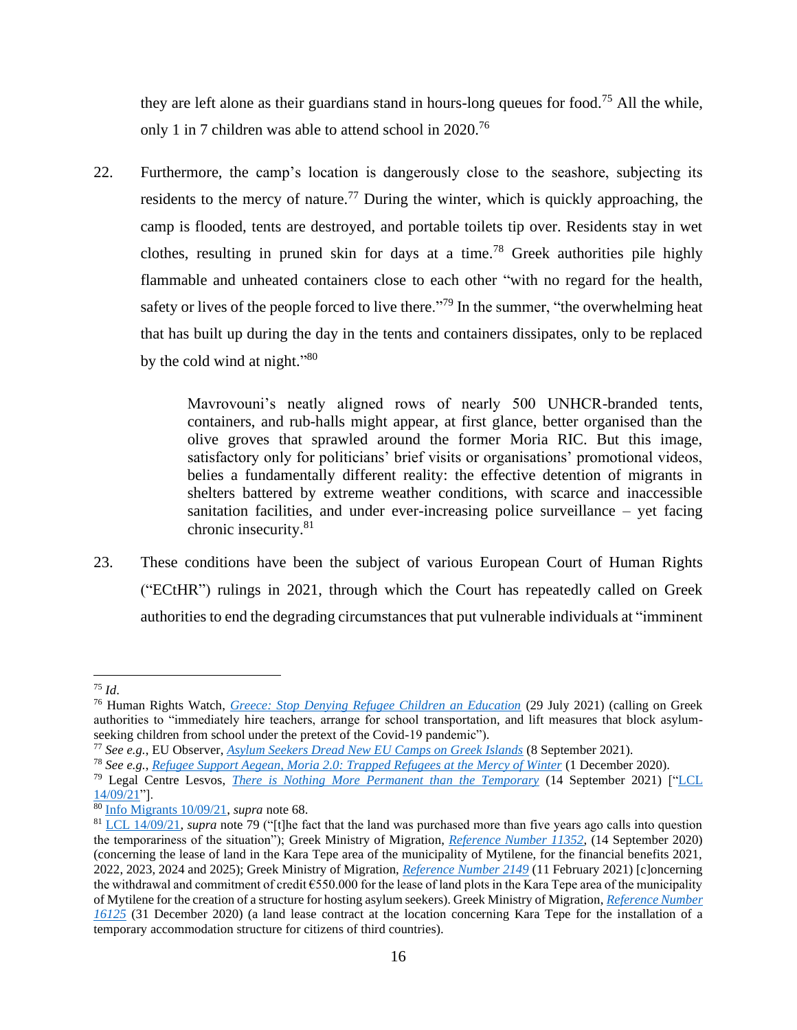they are left alone as their guardians stand in hours-long queues for food.[75] All the while, only 1 in 7 children was able to attend school in 2020.[76]

22. Furthermore, the camp's location is dangerously close to the seashore, subjecting its residents to the mercy of nature.[77] During the winter, which is quickly approaching, the camp is flooded, tents are destroyed, and portable toilets tip over. Residents stay in wet clothes, resulting in pruned skin for days at a time.[78] Greek authorities pile highly flammable and unheated containers close to each other "with no regard for the health, safety or lives of the people forced to live there."[79] In the summer, "the overwhelming heat that has built up during the day in the tents and containers dissipates, only to be replaced by the cold wind at night."[80]

> Mavrovouni's neatly aligned rows of nearly 500 UNHCR-branded tents, containers, and rub-halls might appear, at first glance, better organised than the olive groves that sprawled around the former Moria RIC. But this image, satisfactory only for politicians' brief visits or organisations' promotional videos, belies a fundamentally different reality: the effective detention of migrants in shelters battered by extreme weather conditions, with scarce and inaccessible sanitation facilities, and under ever-increasing police surveillance – yet facing chronic insecurity.[81]

23. These conditions have been the subject of various European Court of Human Rights ("ECtHR") rulings in 2021, through which the Court has repeatedly called on Greek authorities to end the degrading circumstances that put vulnerable individuals at "imminent

---

[75] *Id*.

[76] Human Rights Watch, *Greece: Stop Denying Refugee Children an Education* (29 July 2021) (calling on Greek authorities to "immediately hire teachers, arrange for school transportation, and lift measures that block asylum-seeking children from school under the pretext of the Covid-19 pandemic").

[77] *See e.g.*, EU Observer, *Asylum Seekers Dread New EU Camps on Greek Islands* (8 September 2021).

[78] *See e.g.*, *Refugee Support Aegean, Moria 2.0: Trapped Refugees at the Mercy of Winter* (1 December 2020).

[79] Legal Centre Lesvos, *There is Nothing More Permanent than the Temporary* (14 September 2021) ["LCL 14/09/21"].

[80] Info Migrants 10/09/21, *supra* note 68.

[81] LCL 14/09/21, *supra* note 79 ("[t]he fact that the land was purchased more than five years ago calls into question the temporariness of the situation"); Greek Ministry of Migration, *Reference Number 11352*, (14 September 2020) (concerning the lease of land in the Kara Tepe area of the municipality of Mytilene, for the financial benefits 2021, 2022, 2023, 2024 and 2025); Greek Ministry of Migration, *Reference Number 2149* (11 February 2021) [c]oncerning the withdrawal and commitment of credit €550.000 for the lease of land plots in the Kara Tepe area of the municipality of Mytilene for the creation of a structure for hosting asylum seekers). Greek Ministry of Migration, *Reference Number 16125* (31 December 2020) (a land lease contract at the location concerning Kara Tepe for the installation of a temporary accommodation structure for citizens of third countries).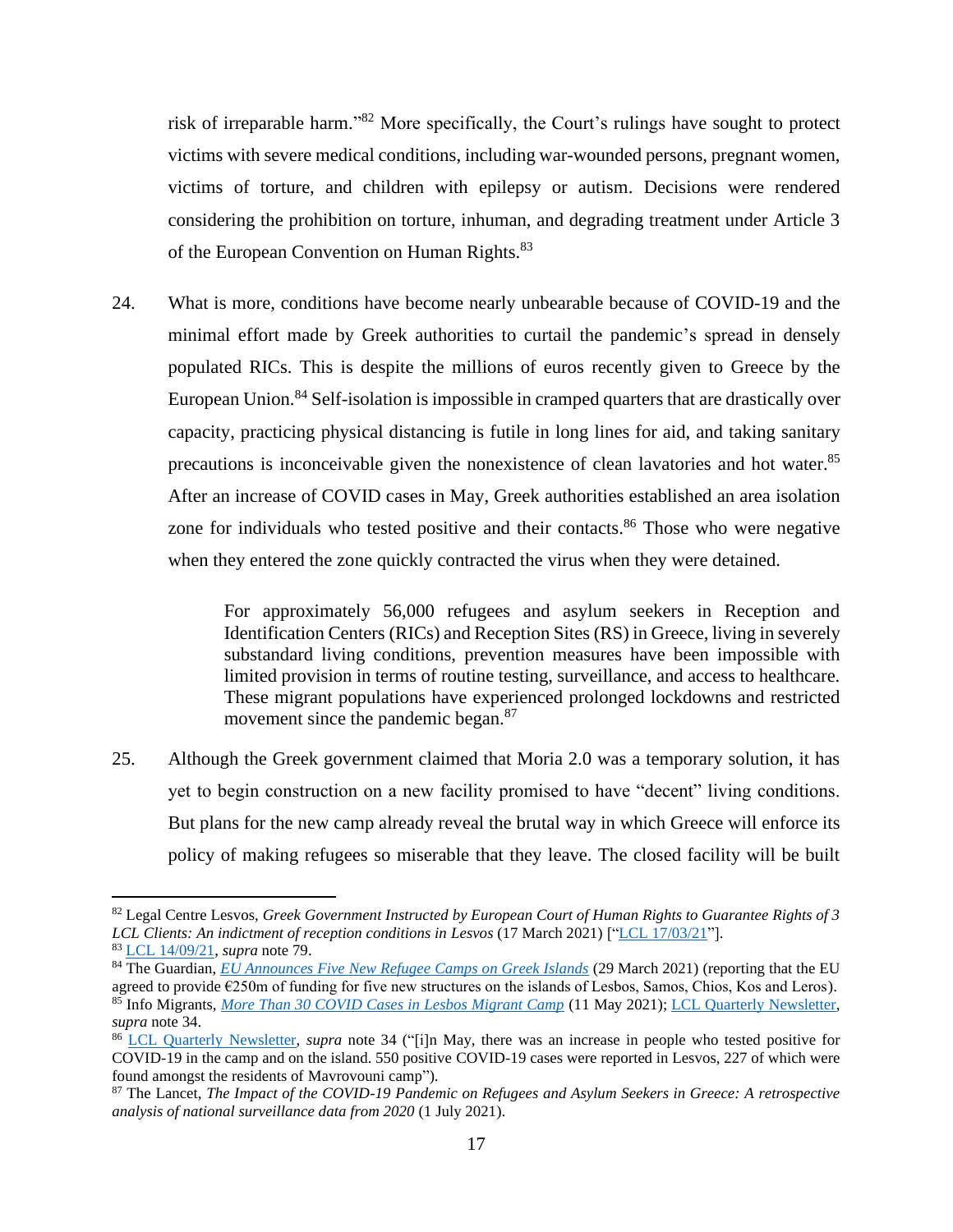risk of irreparable harm."[82] More specifically, the Court's rulings have sought to protect victims with severe medical conditions, including war-wounded persons, pregnant women, victims of torture, and children with epilepsy or autism. Decisions were rendered considering the prohibition on torture, inhuman, and degrading treatment under Article 3 of the European Convention on Human Rights.[83]

24. What is more, conditions have become nearly unbearable because of COVID-19 and the minimal effort made by Greek authorities to curtail the pandemic's spread in densely populated RICs. This is despite the millions of euros recently given to Greece by the European Union.[84] Self-isolation is impossible in cramped quarters that are drastically over capacity, practicing physical distancing is futile in long lines for aid, and taking sanitary precautions is inconceivable given the nonexistence of clean lavatories and hot water.[85] After an increase of COVID cases in May, Greek authorities established an area isolation zone for individuals who tested positive and their contacts.[86] Those who were negative when they entered the zone quickly contracted the virus when they were detained.

> For approximately 56,000 refugees and asylum seekers in Reception and Identification Centers (RICs) and Reception Sites (RS) in Greece, living in severely substandard living conditions, prevention measures have been impossible with limited provision in terms of routine testing, surveillance, and access to healthcare. These migrant populations have experienced prolonged lockdowns and restricted movement since the pandemic began.[87]

25. Although the Greek government claimed that Moria 2.0 was a temporary solution, it has yet to begin construction on a new facility promised to have "decent" living conditions. But plans for the new camp already reveal the brutal way in which Greece will enforce its policy of making refugees so miserable that they leave. The closed facility will be built

---

[82] Legal Centre Lesvos, *Greek Government Instructed by European Court of Human Rights to Guarantee Rights of 3 LCL Clients: An indictment of reception conditions in Lesvos* (17 March 2021) ["LCL 17/03/21"].

[83] LCL 14/09/21, *supra* note 79.

[84] The Guardian, *EU Announces Five New Refugee Camps on Greek Islands* (29 March 2021) (reporting that the EU agreed to provide €250m of funding for five new structures on the islands of Lesbos, Samos, Chios, Kos and Leros).

[85] Info Migrants, *More Than 30 COVID Cases in Lesbos Migrant Camp* (11 May 2021); LCL Quarterly Newsletter, *supra* note 34.

[86] LCL Quarterly Newsletter, *supra* note 34 ("[i]n May, there was an increase in people who tested positive for COVID-19 in the camp and on the island. 550 positive COVID-19 cases were reported in Lesvos, 227 of which were found amongst the residents of Mavrovouni camp").

[87] The Lancet, *The Impact of the COVID-19 Pandemic on Refugees and Asylum Seekers in Greece: A retrospective analysis of national surveillance data from 2020* (1 July 2021).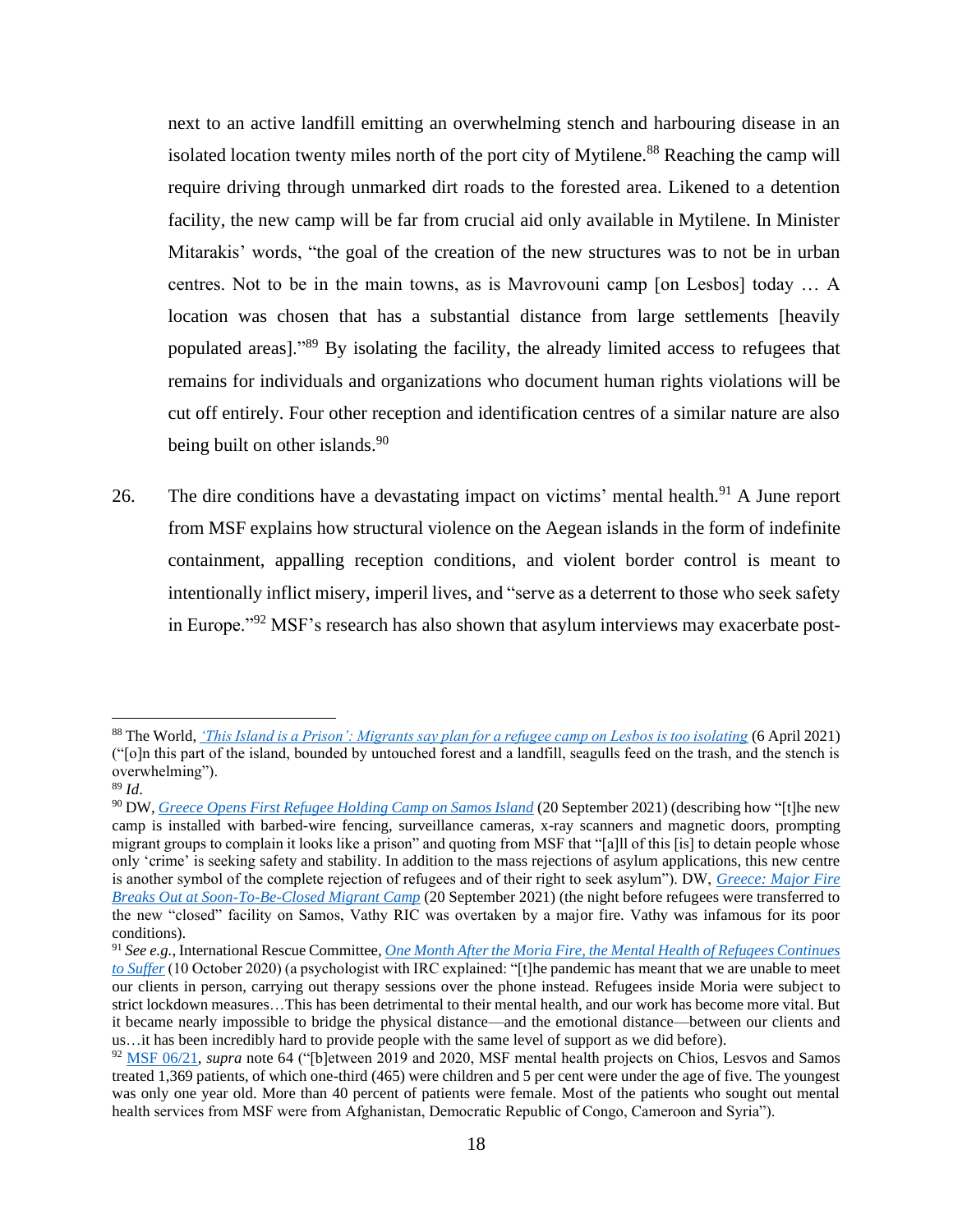next to an active landfill emitting an overwhelming stench and harbouring disease in an isolated location twenty miles north of the port city of Mytilene.[88] Reaching the camp will require driving through unmarked dirt roads to the forested area. Likened to a detention facility, the new camp will be far from crucial aid only available in Mytilene. In Minister Mitarakis' words, "the goal of the creation of the new structures was to not be in urban centres. Not to be in the main towns, as is Mavrovouni camp [on Lesbos] today … A location was chosen that has a substantial distance from large settlements [heavily populated areas]."[89] By isolating the facility, the already limited access to refugees that remains for individuals and organizations who document human rights violations will be cut off entirely. Four other reception and identification centres of a similar nature are also being built on other islands.[90]

26. The dire conditions have a devastating impact on victims' mental health.[91] A June report from MSF explains how structural violence on the Aegean islands in the form of indefinite containment, appalling reception conditions, and violent border control is meant to intentionally inflict misery, imperil lives, and "serve as a deterrent to those who seek safety in Europe."[92] MSF's research has also shown that asylum interviews may exacerbate post-

---

[88] The World, *'This Island is a Prison': Migrants say plan for a refugee camp on Lesbos is too isolating* (6 April 2021) ("[o]n this part of the island, bounded by untouched forest and a landfill, seagulls feed on the trash, and the stench is overwhelming").

[89] *Id*.

[90] DW, *Greece Opens First Refugee Holding Camp on Samos Island* (20 September 2021) (describing how "[t]he new camp is installed with barbed-wire fencing, surveillance cameras, x-ray scanners and magnetic doors, prompting migrant groups to complain it looks like a prison" and quoting from MSF that "[a]ll of this [is] to detain people whose only 'crime' is seeking safety and stability. In addition to the mass rejections of asylum applications, this new centre is another symbol of the complete rejection of refugees and of their right to seek asylum"). DW, *Greece: Major Fire Breaks Out at Soon-To-Be-Closed Migrant Camp* (20 September 2021) (the night before refugees were transferred to the new "closed" facility on Samos, Vathy RIC was overtaken by a major fire. Vathy was infamous for its poor conditions).

[91] *See e.g.*, International Rescue Committee, *One Month After the Moria Fire, the Mental Health of Refugees Continues to Suffer* (10 October 2020) (a psychologist with IRC explained: "[t]he pandemic has meant that we are unable to meet our clients in person, carrying out therapy sessions over the phone instead. Refugees inside Moria were subject to strict lockdown measures…This has been detrimental to their mental health, and our work has become more vital. But it became nearly impossible to bridge the physical distance—and the emotional distance—between our clients and us…it has been incredibly hard to provide people with the same level of support as we did before).

[92] MSF 06/21, *supra* note 64 ("[b]etween 2019 and 2020, MSF mental health projects on Chios, Lesvos and Samos treated 1,369 patients, of which one-third (465) were children and 5 per cent were under the age of five. The youngest was only one year old. More than 40 percent of patients were female. Most of the patients who sought out mental health services from MSF were from Afghanistan, Democratic Republic of Congo, Cameroon and Syria").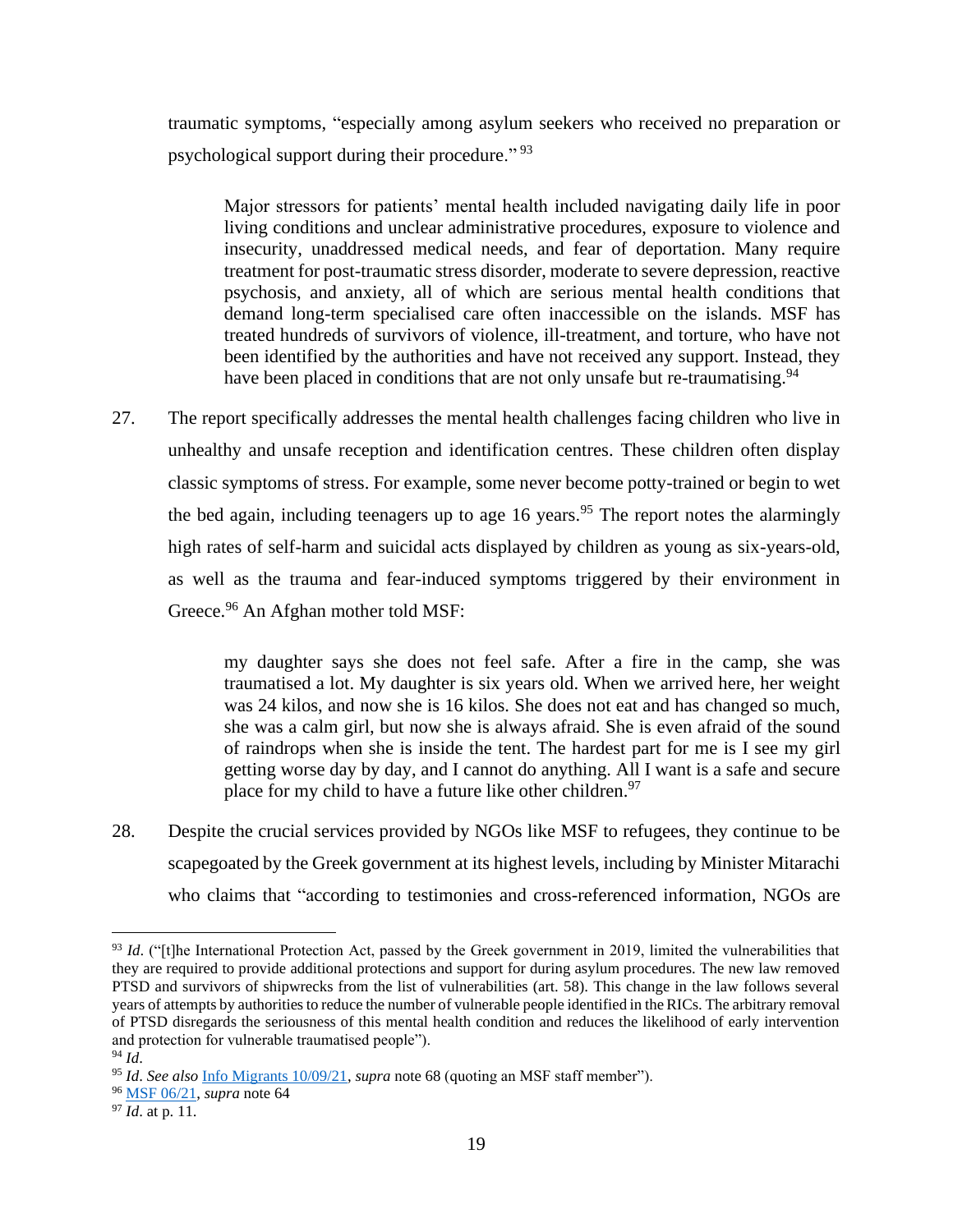traumatic symptoms, "especially among asylum seekers who received no preparation or psychological support during their procedure." [93]

> Major stressors for patients' mental health included navigating daily life in poor living conditions and unclear administrative procedures, exposure to violence and insecurity, unaddressed medical needs, and fear of deportation. Many require treatment for post-traumatic stress disorder, moderate to severe depression, reactive psychosis, and anxiety, all of which are serious mental health conditions that demand long-term specialised care often inaccessible on the islands. MSF has treated hundreds of survivors of violence, ill-treatment, and torture, who have not been identified by the authorities and have not received any support. Instead, they have been placed in conditions that are not only unsafe but re-traumatising.[94]

27. The report specifically addresses the mental health challenges facing children who live in unhealthy and unsafe reception and identification centres. These children often display classic symptoms of stress. For example, some never become potty-trained or begin to wet the bed again, including teenagers up to age 16 years.[95] The report notes the alarmingly high rates of self-harm and suicidal acts displayed by children as young as six-years-old, as well as the trauma and fear-induced symptoms triggered by their environment in Greece.[96] An Afghan mother told MSF:

> my daughter says she does not feel safe. After a fire in the camp, she was traumatised a lot. My daughter is six years old. When we arrived here, her weight was 24 kilos, and now she is 16 kilos. She does not eat and has changed so much, she was a calm girl, but now she is always afraid. She is even afraid of the sound of raindrops when she is inside the tent. The hardest part for me is I see my girl getting worse day by day, and I cannot do anything. All I want is a safe and secure place for my child to have a future like other children.[97]

28. Despite the crucial services provided by NGOs like MSF to refugees, they continue to be scapegoated by the Greek government at its highest levels, including by Minister Mitarachi who claims that "according to testimonies and cross-referenced information, NGOs are

---

[93] *Id*. ("[t]he International Protection Act, passed by the Greek government in 2019, limited the vulnerabilities that they are required to provide additional protections and support for during asylum procedures. The new law removed PTSD and survivors of shipwrecks from the list of vulnerabilities (art. 58). This change in the law follows several years of attempts by authorities to reduce the number of vulnerable people identified in the RICs. The arbitrary removal of PTSD disregards the seriousness of this mental health condition and reduces the likelihood of early intervention and protection for vulnerable traumatised people").

[94] *Id*.

[95] *Id*. *See also* Info Migrants 10/09/21, *supra* note 68 (quoting an MSF staff member").

[96] MSF 06/21, *supra* note 64

[97] *Id*. at p. 11.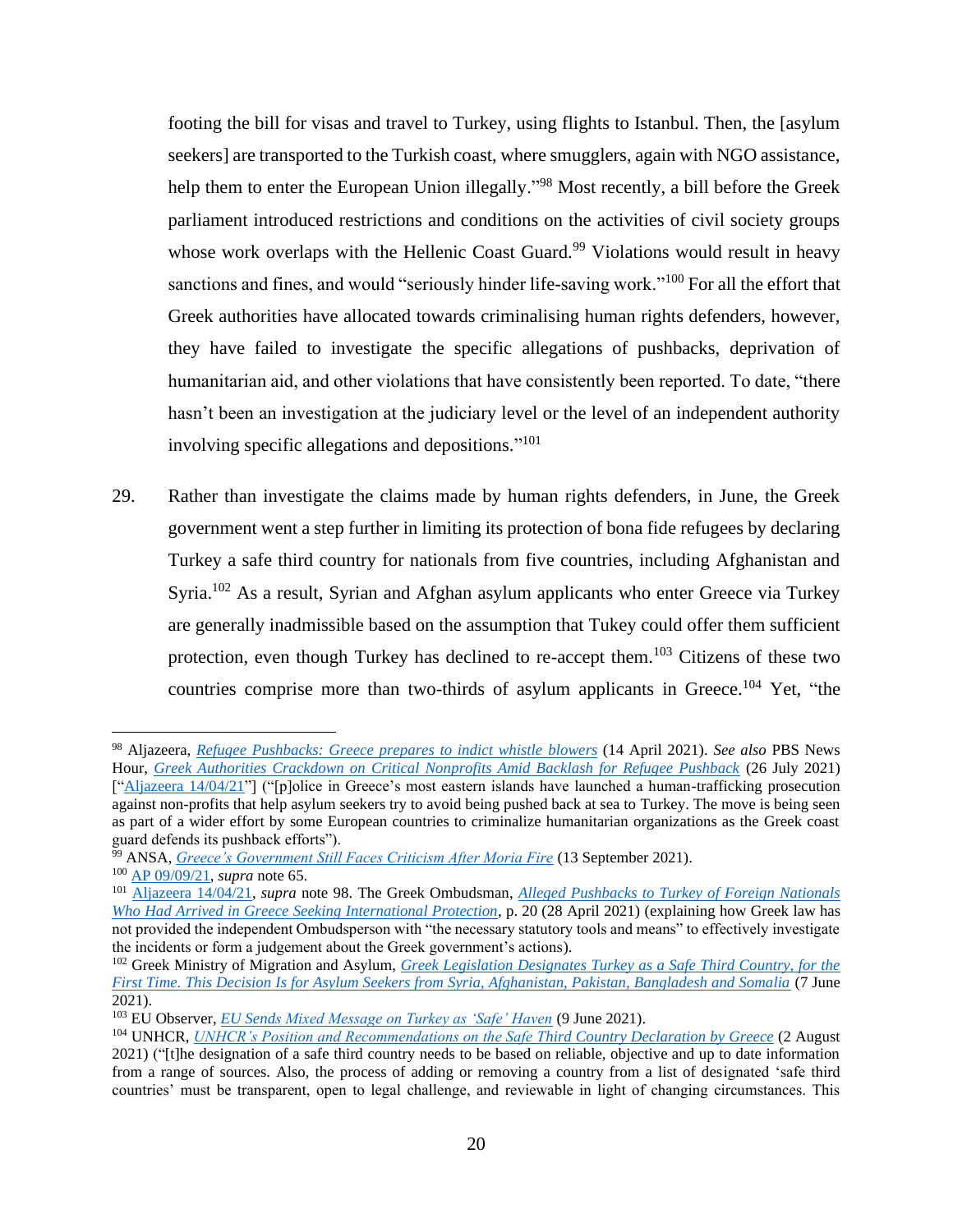footing the bill for visas and travel to Turkey, using flights to Istanbul. Then, the [asylum seekers] are transported to the Turkish coast, where smugglers, again with NGO assistance, help them to enter the European Union illegally."[98] Most recently, a bill before the Greek parliament introduced restrictions and conditions on the activities of civil society groups whose work overlaps with the Hellenic Coast Guard.[99] Violations would result in heavy sanctions and fines, and would "seriously hinder life-saving work."[100] For all the effort that Greek authorities have allocated towards criminalising human rights defenders, however, they have failed to investigate the specific allegations of pushbacks, deprivation of humanitarian aid, and other violations that have consistently been reported. To date, "there hasn't been an investigation at the judiciary level or the level of an independent authority involving specific allegations and depositions."[101]

29. Rather than investigate the claims made by human rights defenders, in June, the Greek government went a step further in limiting its protection of bona fide refugees by declaring Turkey a safe third country for nationals from five countries, including Afghanistan and Syria.[102] As a result, Syrian and Afghan asylum applicants who enter Greece via Turkey are generally inadmissible based on the assumption that Tukey could offer them sufficient protection, even though Turkey has declined to re-accept them.[103] Citizens of these two countries comprise more than two-thirds of asylum applicants in Greece.[104] Yet, "the

---

[98] Aljazeera, *Refugee Pushbacks: Greece prepares to indict whistle blowers* (14 April 2021). *See also* PBS News Hour, *Greek Authorities Crackdown on Critical Nonprofits Amid Backlash for Refugee Pushback* (26 July 2021) ["Aljazeera 14/04/21"] ("[p]olice in Greece's most eastern islands have launched a human-trafficking prosecution against non-profits that help asylum seekers try to avoid being pushed back at sea to Turkey. The move is being seen as part of a wider effort by some European countries to criminalize humanitarian organizations as the Greek coast guard defends its pushback efforts").

[99] ANSA, *Greece's Government Still Faces Criticism After Moria Fire* (13 September 2021).

[100] AP 09/09/21, *supra* note 65.

[101] Aljazeera 14/04/21, *supra* note 98. The Greek Ombudsman, *Alleged Pushbacks to Turkey of Foreign Nationals Who Had Arrived in Greece Seeking International Protection*, p. 20 (28 April 2021) (explaining how Greek law has not provided the independent Ombudsperson with "the necessary statutory tools and means" to effectively investigate the incidents or form a judgement about the Greek government's actions).

[102] Greek Ministry of Migration and Asylum, *Greek Legislation Designates Turkey as a Safe Third Country, for the First Time. This Decision Is for Asylum Seekers from Syria, Afghanistan, Pakistan, Bangladesh and Somalia* (7 June 2021).

[103] EU Observer, *EU Sends Mixed Message on Turkey as 'Safe' Haven* (9 June 2021).

[104] UNHCR, *UNHCR's Position and Recommendations on the Safe Third Country Declaration by Greece* (2 August 2021) ("[t]he designation of a safe third country needs to be based on reliable, objective and up to date information from a range of sources. Also, the process of adding or removing a country from a list of designated 'safe third countries' must be transparent, open to legal challenge, and reviewable in light of changing circumstances. This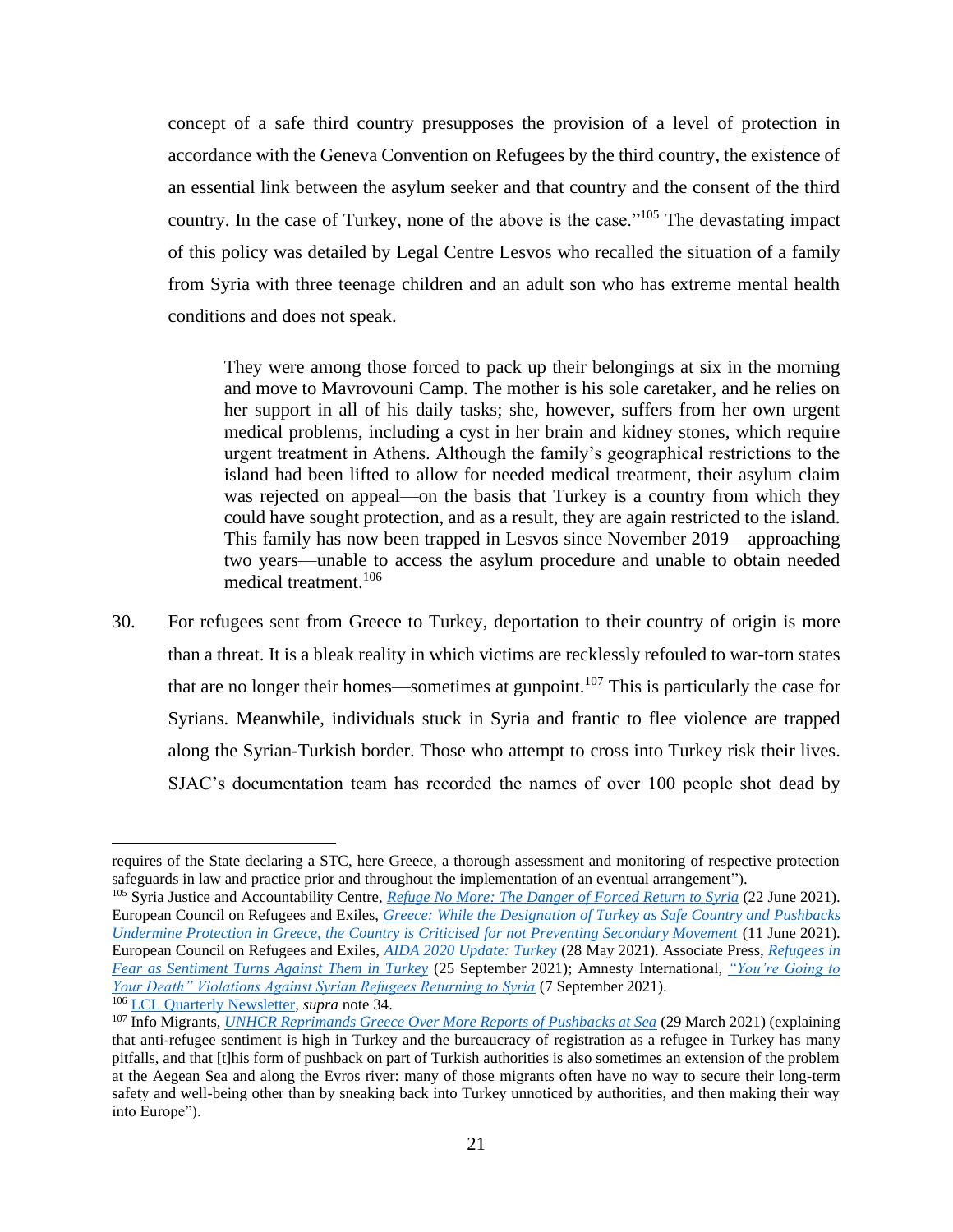concept of a safe third country presupposes the provision of a level of protection in accordance with the Geneva Convention on Refugees by the third country, the existence of an essential link between the asylum seeker and that country and the consent of the third country. In the case of Turkey, none of the above is the case."[105] The devastating impact of this policy was detailed by Legal Centre Lesvos who recalled the situation of a family from Syria with three teenage children and an adult son who has extreme mental health conditions and does not speak.

> They were among those forced to pack up their belongings at six in the morning and move to Mavrovouni Camp. The mother is his sole caretaker, and he relies on her support in all of his daily tasks; she, however, suffers from her own urgent medical problems, including a cyst in her brain and kidney stones, which require urgent treatment in Athens. Although the family's geographical restrictions to the island had been lifted to allow for needed medical treatment, their asylum claim was rejected on appeal—on the basis that Turkey is a country from which they could have sought protection, and as a result, they are again restricted to the island. This family has now been trapped in Lesvos since November 2019—approaching two years—unable to access the asylum procedure and unable to obtain needed medical treatment.[106]

30. For refugees sent from Greece to Turkey, deportation to their country of origin is more than a threat. It is a bleak reality in which victims are recklessly refouled to war-torn states that are no longer their homes—sometimes at gunpoint.[107] This is particularly the case for Syrians. Meanwhile, individuals stuck in Syria and frantic to flee violence are trapped along the Syrian-Turkish border. Those who attempt to cross into Turkey risk their lives. SJAC's documentation team has recorded the names of over 100 people shot dead by

---

requires of the State declaring a STC, here Greece, a thorough assessment and monitoring of respective protection safeguards in law and practice prior and throughout the implementation of an eventual arrangement").

[105] Syria Justice and Accountability Centre, *Refuge No More: The Danger of Forced Return to Syria* (22 June 2021). European Council on Refugees and Exiles, *Greece: While the Designation of Turkey as Safe Country and Pushbacks Undermine Protection in Greece, the Country is Criticised for not Preventing Secondary Movement* (11 June 2021). European Council on Refugees and Exiles, *AIDA 2020 Update: Turkey* (28 May 2021). Associate Press, *Refugees in Fear as Sentiment Turns Against Them in Turkey* (25 September 2021); Amnesty International, *"You're Going to Your Death" Violations Against Syrian Refugees Returning to Syria* (7 September 2021).

[106] LCL Quarterly Newsletter, *supra* note 34.

[107] Info Migrants, *UNHCR Reprimands Greece Over More Reports of Pushbacks at Sea* (29 March 2021) (explaining that anti-refugee sentiment is high in Turkey and the bureaucracy of registration as a refugee in Turkey has many pitfalls, and that [t]his form of pushback on part of Turkish authorities is also sometimes an extension of the problem at the Aegean Sea and along the Evros river: many of those migrants often have no way to secure their long-term safety and well-being other than by sneaking back into Turkey unnoticed by authorities, and then making their way into Europe").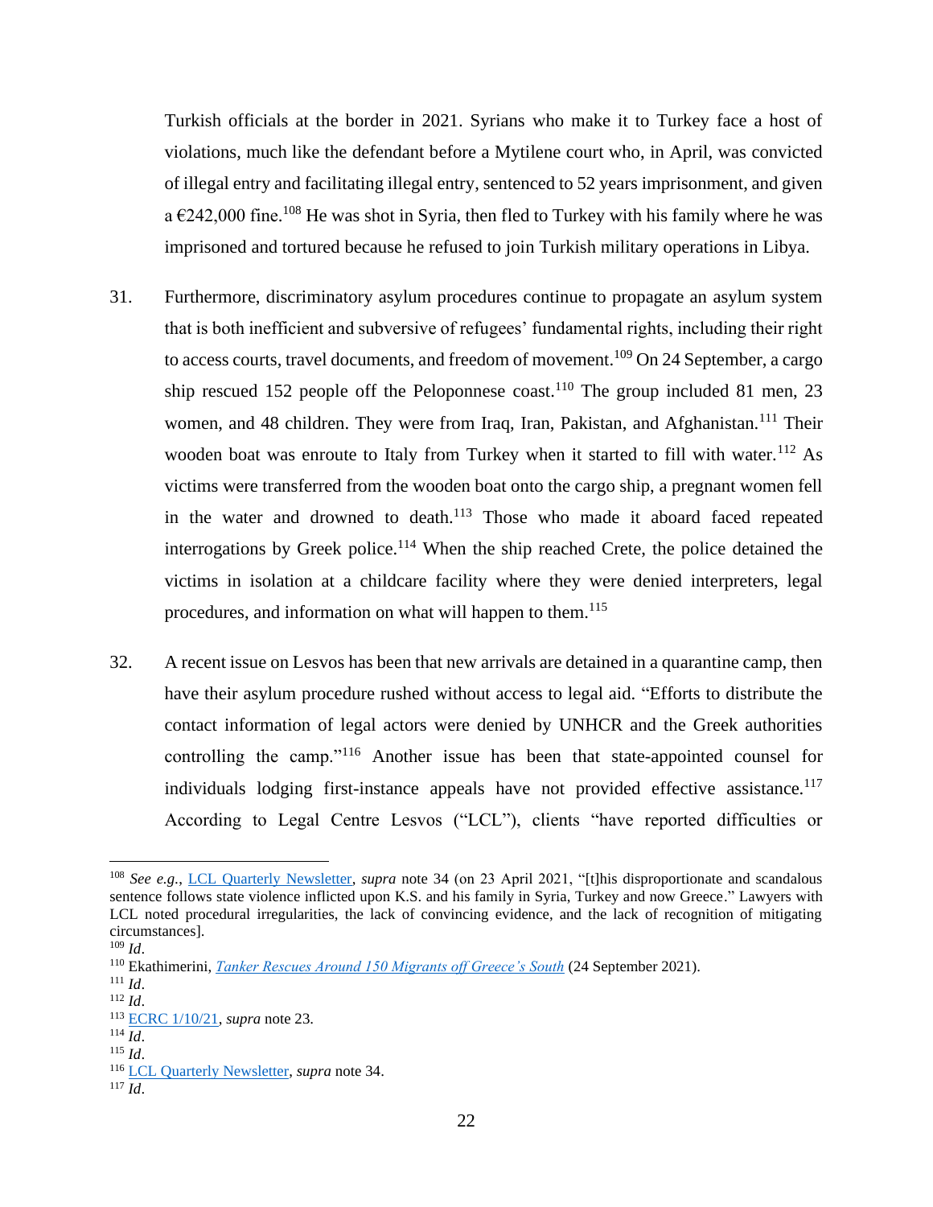Turkish officials at the border in 2021. Syrians who make it to Turkey face a host of violations, much like the defendant before a Mytilene court who, in April, was convicted of illegal entry and facilitating illegal entry, sentenced to 52 years imprisonment, and given a €242,000 fine.[108] He was shot in Syria, then fled to Turkey with his family where he was imprisoned and tortured because he refused to join Turkish military operations in Libya.

31. Furthermore, discriminatory asylum procedures continue to propagate an asylum system that is both inefficient and subversive of refugees' fundamental rights, including their right to access courts, travel documents, and freedom of movement.[109] On 24 September, a cargo ship rescued 152 people off the Peloponnese coast.[110] The group included 81 men, 23 women, and 48 children. They were from Iraq, Iran, Pakistan, and Afghanistan.[111] Their wooden boat was enroute to Italy from Turkey when it started to fill with water.[112] As victims were transferred from the wooden boat onto the cargo ship, a pregnant women fell in the water and drowned to death.[113] Those who made it aboard faced repeated interrogations by Greek police.[114] When the ship reached Crete, the police detained the victims in isolation at a childcare facility where they were denied interpreters, legal procedures, and information on what will happen to them.[115]

32. A recent issue on Lesvos has been that new arrivals are detained in a quarantine camp, then have their asylum procedure rushed without access to legal aid. "Efforts to distribute the contact information of legal actors were denied by UNHCR and the Greek authorities controlling the camp."[116] Another issue has been that state-appointed counsel for individuals lodging first-instance appeals have not provided effective assistance.[117] According to Legal Centre Lesvos ("LCL"), clients "have reported difficulties or

---

[108] *See e.g.*, LCL Quarterly Newsletter, *supra* note 34 (on 23 April 2021, "[t]his disproportionate and scandalous sentence follows state violence inflicted upon K.S. and his family in Syria, Turkey and now Greece." Lawyers with LCL noted procedural irregularities, the lack of convincing evidence, and the lack of recognition of mitigating circumstances].

[109] *Id*.

[110] Ekathimerini, *Tanker Rescues Around 150 Migrants off Greece's South* (24 September 2021).

[111] *Id*.

[112] *Id*.

[113] ECRC 1/10/21, *supra* note 23.

[114] *Id*.

[115] *Id*.

[116] LCL Quarterly Newsletter, *supra* note 34.

[117] *Id*.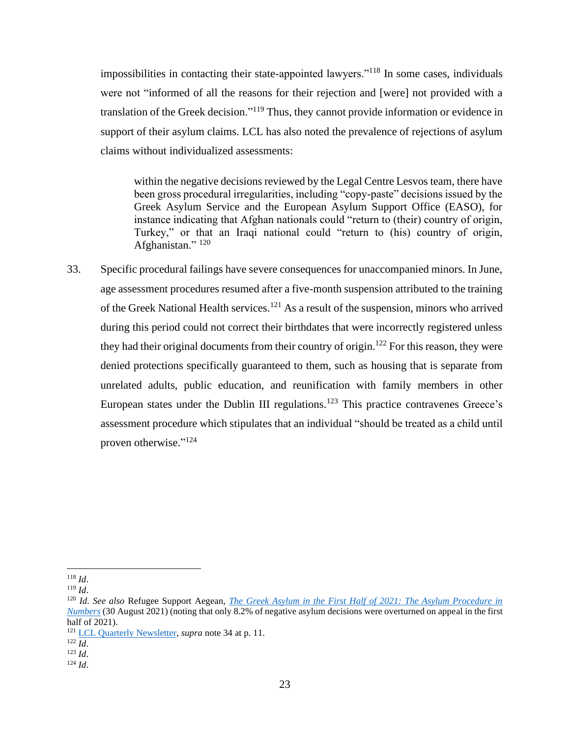impossibilities in contacting their state-appointed lawyers."[118] In some cases, individuals were not "informed of all the reasons for their rejection and [were] not provided with a translation of the Greek decision."[119] Thus, they cannot provide information or evidence in support of their asylum claims. LCL has also noted the prevalence of rejections of asylum claims without individualized assessments:

> within the negative decisions reviewed by the Legal Centre Lesvos team, there have been gross procedural irregularities, including "copy-paste" decisions issued by the Greek Asylum Service and the European Asylum Support Office (EASO), for instance indicating that Afghan nationals could "return to (their) country of origin, Turkey," or that an Iraqi national could "return to (his) country of origin, Afghanistan." [120]

33. Specific procedural failings have severe consequences for unaccompanied minors. In June, age assessment procedures resumed after a five-month suspension attributed to the training of the Greek National Health services.[121] As a result of the suspension, minors who arrived during this period could not correct their birthdates that were incorrectly registered unless they had their original documents from their country of origin.[122] For this reason, they were denied protections specifically guaranteed to them, such as housing that is separate from unrelated adults, public education, and reunification with family members in other European states under the Dublin III regulations.[123] This practice contravenes Greece's assessment procedure which stipulates that an individual "should be treated as a child until proven otherwise."[124]

---

[118] *Id*.

[119] *Id*.

[120] *Id*. *See also* Refugee Support Aegean, *The Greek Asylum in the First Half of 2021: The Asylum Procedure in Numbers* (30 August 2021) (noting that only 8.2% of negative asylum decisions were overturned on appeal in the first half of 2021).

[121] LCL Quarterly Newsletter, *supra* note 34 at p. 11.

[122] *Id*.

[123] *Id*.

[124] *Id*.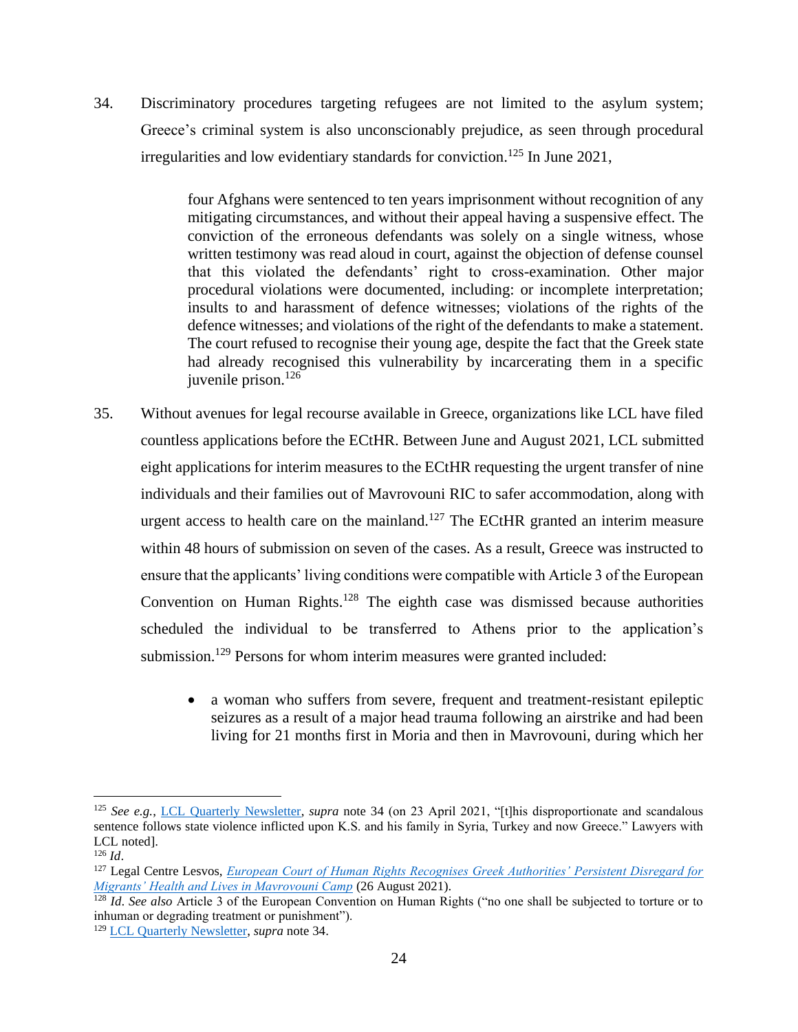34. Discriminatory procedures targeting refugees are not limited to the asylum system; Greece's criminal system is also unconscionably prejudice, as seen through procedural irregularities and low evidentiary standards for conviction.[125] In June 2021,

> four Afghans were sentenced to ten years imprisonment without recognition of any mitigating circumstances, and without their appeal having a suspensive effect. The conviction of the erroneous defendants was solely on a single witness, whose written testimony was read aloud in court, against the objection of defense counsel that this violated the defendants' right to cross-examination. Other major procedural violations were documented, including: or incomplete interpretation; insults to and harassment of defence witnesses; violations of the rights of the defence witnesses; and violations of the right of the defendants to make a statement. The court refused to recognise their young age, despite the fact that the Greek state had already recognised this vulnerability by incarcerating them in a specific juvenile prison.[126]

35. Without avenues for legal recourse available in Greece, organizations like LCL have filed countless applications before the ECtHR. Between June and August 2021, LCL submitted eight applications for interim measures to the ECtHR requesting the urgent transfer of nine individuals and their families out of Mavrovouni RIC to safer accommodation, along with urgent access to health care on the mainland.[127] The ECtHR granted an interim measure within 48 hours of submission on seven of the cases. As a result, Greece was instructed to ensure that the applicants' living conditions were compatible with Article 3 of the European Convention on Human Rights.[128] The eighth case was dismissed because authorities scheduled the individual to be transferred to Athens prior to the application's submission.[129] Persons for whom interim measures were granted included:

   - a woman who suffers from severe, frequent and treatment-resistant epileptic seizures as a result of a major head trauma following an airstrike and had been living for 21 months first in Moria and then in Mavrovouni, during which her

---

[125] *See e.g.*, LCL Quarterly Newsletter, *supra* note 34 (on 23 April 2021, "[t]his disproportionate and scandalous sentence follows state violence inflicted upon K.S. and his family in Syria, Turkey and now Greece." Lawyers with LCL noted].

[126] *Id*.

[127] Legal Centre Lesvos, *European Court of Human Rights Recognises Greek Authorities' Persistent Disregard for Migrants' Health and Lives in Mavrovouni Camp* (26 August 2021).

[128] *Id*. *See also* Article 3 of the European Convention on Human Rights ("no one shall be subjected to torture or to inhuman or degrading treatment or punishment").

[129] LCL Quarterly Newsletter, *supra* note 34.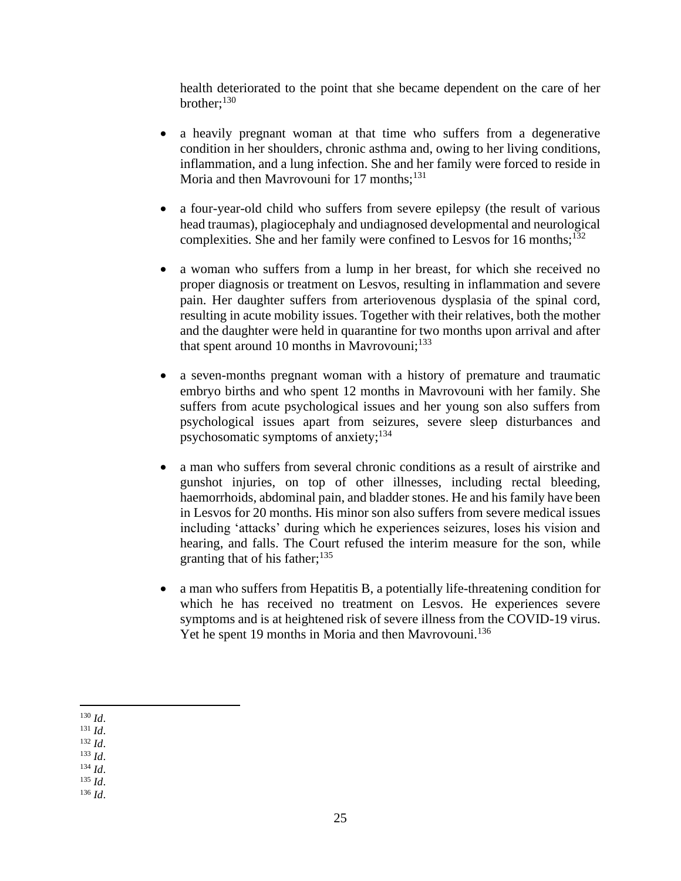health deteriorated to the point that she became dependent on the care of her brother;[130]

- a heavily pregnant woman at that time who suffers from a degenerative condition in her shoulders, chronic asthma and, owing to her living conditions, inflammation, and a lung infection. She and her family were forced to reside in Moria and then Mavrovouni for 17 months;[131]

- a four-year-old child who suffers from severe epilepsy (the result of various head traumas), plagiocephaly and undiagnosed developmental and neurological complexities. She and her family were confined to Lesvos for 16 months;[132]

- a woman who suffers from a lump in her breast, for which she received no proper diagnosis or treatment on Lesvos, resulting in inflammation and severe pain. Her daughter suffers from arteriovenous dysplasia of the spinal cord, resulting in acute mobility issues. Together with their relatives, both the mother and the daughter were held in quarantine for two months upon arrival and after that spent around 10 months in Mavrovouni;[133]

- a seven-months pregnant woman with a history of premature and traumatic embryo births and who spent 12 months in Mavrovouni with her family. She suffers from acute psychological issues and her young son also suffers from psychological issues apart from seizures, severe sleep disturbances and psychosomatic symptoms of anxiety;[134]

- a man who suffers from several chronic conditions as a result of airstrike and gunshot injuries, on top of other illnesses, including rectal bleeding, haemorrhoids, abdominal pain, and bladder stones. He and his family have been in Lesvos for 20 months. His minor son also suffers from severe medical issues including 'attacks' during which he experiences seizures, loses his vision and hearing, and falls. The Court refused the interim measure for the son, while granting that of his father;[135]

- a man who suffers from Hepatitis B, a potentially life-threatening condition for which he has received no treatment on Lesvos. He experiences severe symptoms and is at heightened risk of severe illness from the COVID-19 virus. Yet he spent 19 months in Moria and then Mavrovouni.[136]

---

[130] *Id*.
[131] *Id*.
[132] *Id*.
[133] *Id*.
[134] *Id*.
[135] *Id*.
[136] *Id*.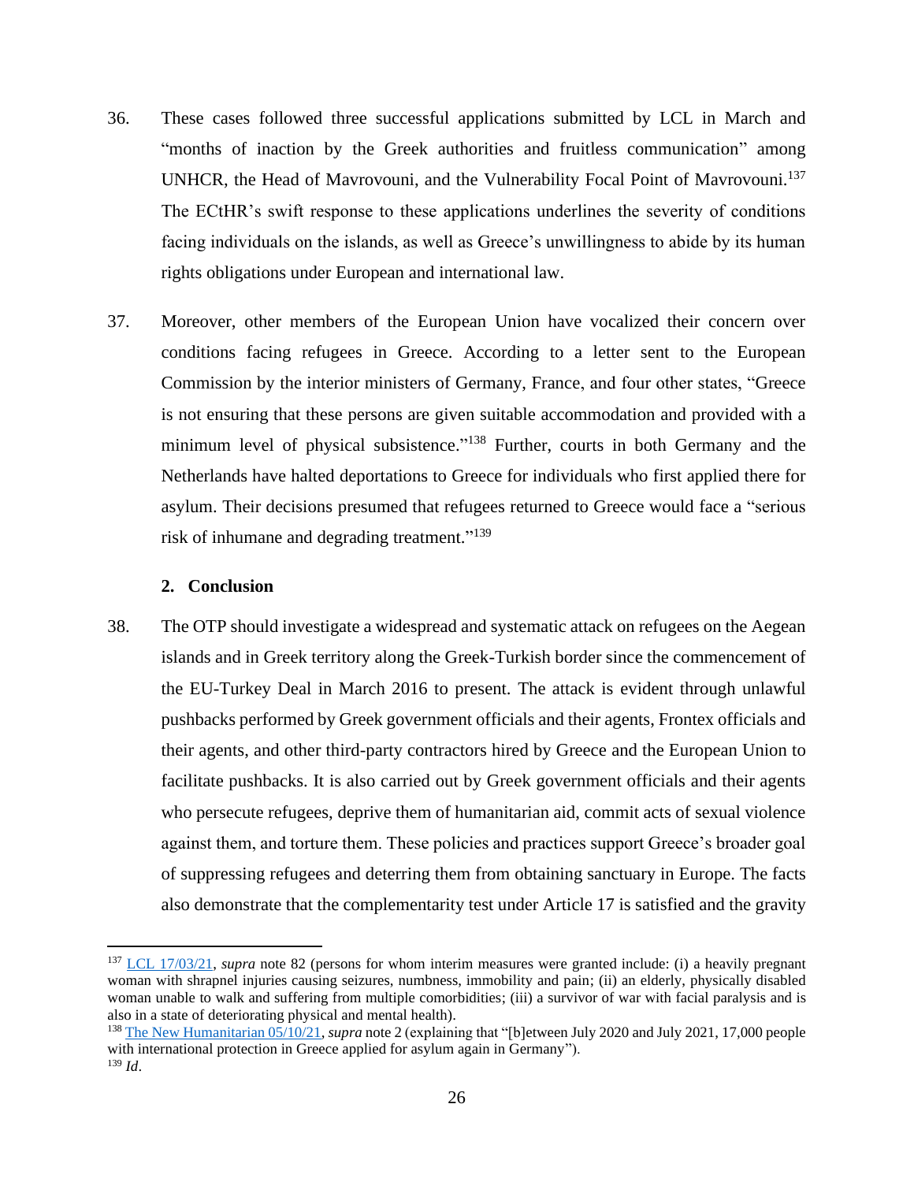36. These cases followed three successful applications submitted by LCL in March and "months of inaction by the Greek authorities and fruitless communication" among UNHCR, the Head of Mavrovouni, and the Vulnerability Focal Point of Mavrovouni.[137] The ECtHR's swift response to these applications underlines the severity of conditions facing individuals on the islands, as well as Greece's unwillingness to abide by its human rights obligations under European and international law.

37. Moreover, other members of the European Union have vocalized their concern over conditions facing refugees in Greece. According to a letter sent to the European Commission by the interior ministers of Germany, France, and four other states, "Greece is not ensuring that these persons are given suitable accommodation and provided with a minimum level of physical subsistence."[138] Further, courts in both Germany and the Netherlands have halted deportations to Greece for individuals who first applied there for asylum. Their decisions presumed that refugees returned to Greece would face a "serious risk of inhumane and degrading treatment."[139]

### 2. Conclusion

38. The OTP should investigate a widespread and systematic attack on refugees on the Aegean islands and in Greek territory along the Greek-Turkish border since the commencement of the EU-Turkey Deal in March 2016 to present. The attack is evident through unlawful pushbacks performed by Greek government officials and their agents, Frontex officials and their agents, and other third-party contractors hired by Greece and the European Union to facilitate pushbacks. It is also carried out by Greek government officials and their agents who persecute refugees, deprive them of humanitarian aid, commit acts of sexual violence against them, and torture them. These policies and practices support Greece's broader goal of suppressing refugees and deterring them from obtaining sanctuary in Europe. The facts also demonstrate that the complementarity test under Article 17 is satisfied and the gravity

---

[137] LCL 17/03/21, *supra* note 82 (persons for whom interim measures were granted include: (i) a heavily pregnant woman with shrapnel injuries causing seizures, numbness, immobility and pain; (ii) an elderly, physically disabled woman unable to walk and suffering from multiple comorbidities; (iii) a survivor of war with facial paralysis and is also in a state of deteriorating physical and mental health).

[138] The New Humanitarian 05/10/21, *supra* note 2 (explaining that "[b]etween July 2020 and July 2021, 17,000 people with international protection in Greece applied for asylum again in Germany").

[139] *Id*.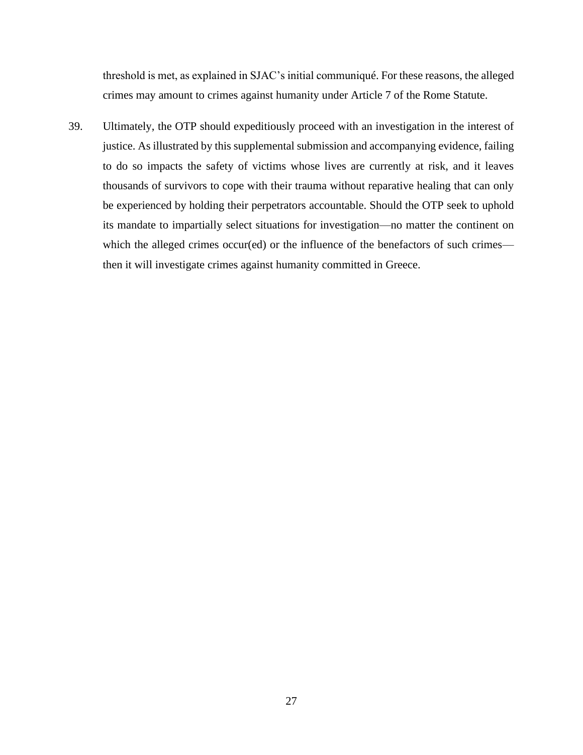threshold is met, as explained in SJAC's initial communiqué. For these reasons, the alleged crimes may amount to crimes against humanity under Article 7 of the Rome Statute.

39. Ultimately, the OTP should expeditiously proceed with an investigation in the interest of justice. As illustrated by this supplemental submission and accompanying evidence, failing to do so impacts the safety of victims whose lives are currently at risk, and it leaves thousands of survivors to cope with their trauma without reparative healing that can only be experienced by holding their perpetrators accountable. Should the OTP seek to uphold its mandate to impartially select situations for investigation—no matter the continent on which the alleged crimes occur(ed) or the influence of the benefactors of such crimes—then it will investigate crimes against humanity committed in Greece.